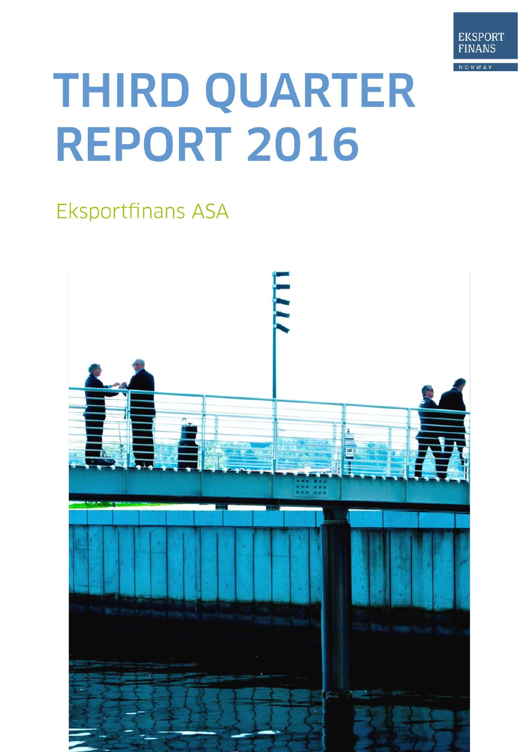EKSPORT FINANS NORWAY

# THIRD QUARTER REPORT 2016

## Eksportfinans ASA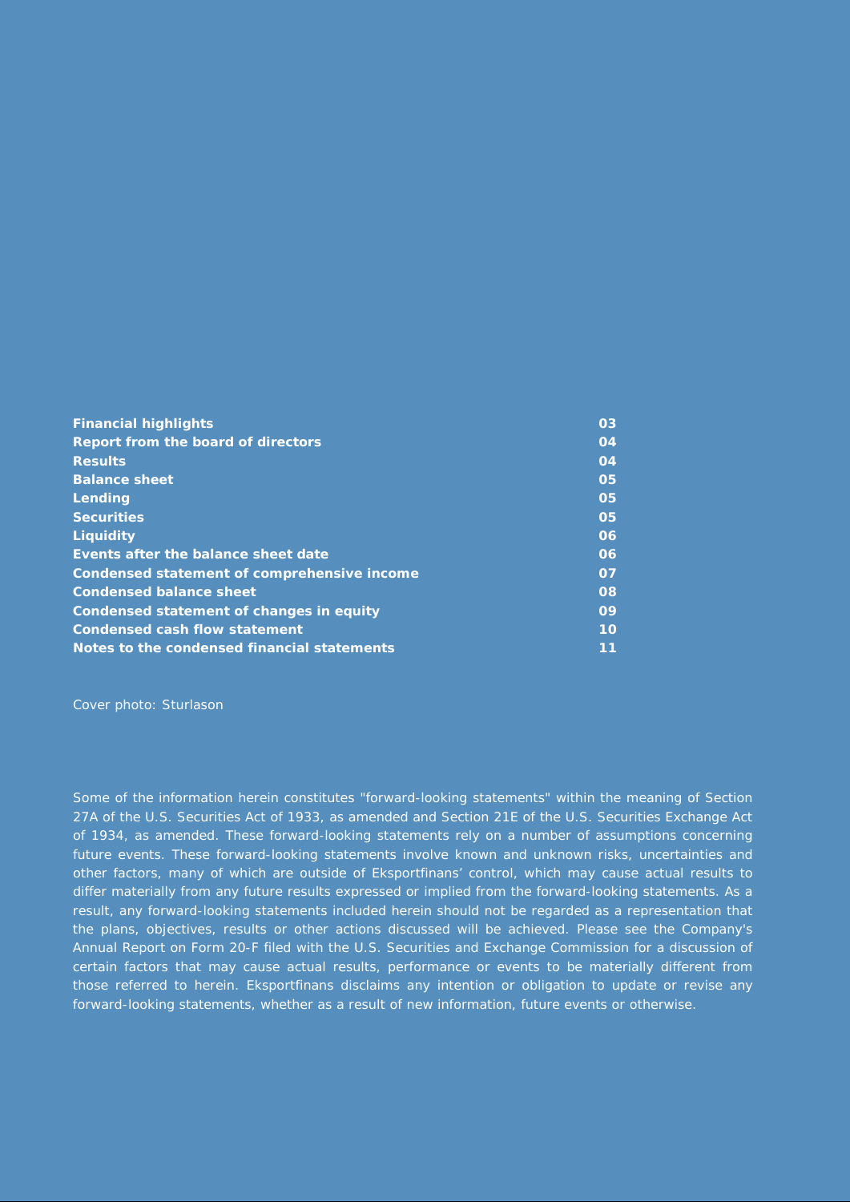| | |
|---|---|
| **Financial highlights** | **03** |
| **Report from the board of directors** | **04** |
| **Results** | **04** |
| **Balance sheet** | **05** |
| **Lending** | **05** |
| **Securities** | **05** |
| **Liquidity** | **06** |
| **Events after the balance sheet date** | **06** |
| **Condensed statement of comprehensive income** | **07** |
| **Condensed balance sheet** | **08** |
| **Condensed statement of changes in equity** | **09** |
| **Condensed cash flow statement** | **10** |
| **Notes to the condensed financial statements** | **11** |

Cover photo: Sturlason

Some of the information herein constitutes "forward-looking statements" within the meaning of Section 27A of the U.S. Securities Act of 1933, as amended and Section 21E of the U.S. Securities Exchange Act of 1934, as amended. These forward-looking statements rely on a number of assumptions concerning future events. These forward-looking statements involve known and unknown risks, uncertainties and other factors, many of which are outside of Eksportfinans' control, which may cause actual results to differ materially from any future results expressed or implied from the forward-looking statements. As a result, any forward-looking statements included herein should not be regarded as a representation that the plans, objectives, results or other actions discussed will be achieved. Please see the Company's Annual Report on Form 20-F filed with the U.S. Securities and Exchange Commission for a discussion of certain factors that may cause actual results, performance or events to be materially different from those referred to herein. Eksportfinans disclaims any intention or obligation to update or revise any forward-looking statements, whether as a result of new information, future events or otherwise.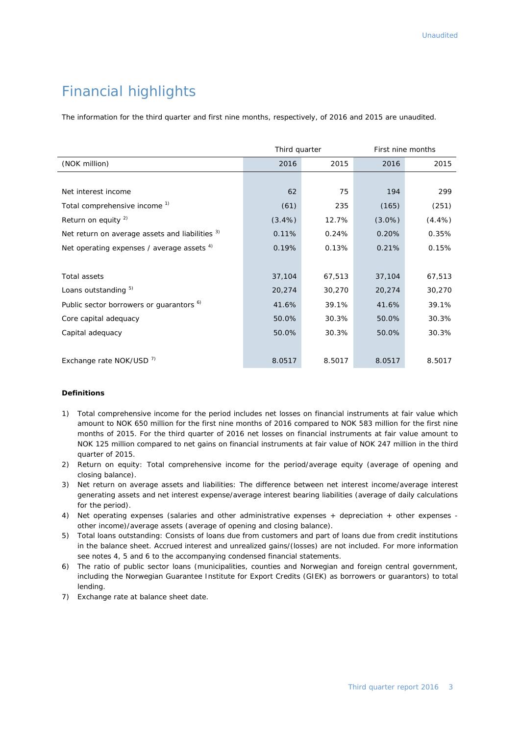# Financial highlights

The information for the third quarter and first nine months, respectively, of 2016 and 2015 are unaudited.

| | Third quarter | | First nine months | |
|---|---|---|---|---|
| (NOK million) | 2016 | 2015 | 2016 | 2015 |
| | | | | |
| Net interest income | 62 | 75 | 194 | 299 |
| Total comprehensive income [1)] | (61) | 235 | (165) | (251) |
| Return on equity [2)] | (3.4%) | 12.7% | (3.0%) | (4.4%) |
| Net return on average assets and liabilities [3)] | 0.11% | 0.24% | 0.20% | 0.35% |
| Net operating expenses / average assets [4)] | 0.19% | 0.13% | 0.21% | 0.15% |
| | | | | |
| Total assets | 37,104 | 67,513 | 37,104 | 67,513 |
| Loans outstanding [5)] | 20,274 | 30,270 | 20,274 | 30,270 |
| Public sector borrowers or guarantors [6)] | 41.6% | 39.1% | 41.6% | 39.1% |
| Core capital adequacy | 50.0% | 30.3% | 50.0% | 30.3% |
| Capital adequacy | 50.0% | 30.3% | 50.0% | 30.3% |
| | | | | |
| Exchange rate NOK/USD [7)] | 8.0517 | 8.5017 | 8.0517 | 8.5017 |

**Definitions**

1) Total comprehensive income for the period includes net losses on financial instruments at fair value which amount to NOK 650 million for the first nine months of 2016 compared to NOK 583 million for the first nine months of 2015. For the third quarter of 2016 net losses on financial instruments at fair value amount to NOK 125 million compared to net gains on financial instruments at fair value of NOK 247 million in the third quarter of 2015.
2) Return on equity: Total comprehensive income for the period/average equity (average of opening and closing balance).
3) Net return on average assets and liabilities: The difference between net interest income/average interest generating assets and net interest expense/average interest bearing liabilities (average of daily calculations for the period).
4) Net operating expenses (salaries and other administrative expenses + depreciation + other expenses - other income)/average assets (average of opening and closing balance).
5) Total loans outstanding: Consists of loans due from customers and part of loans due from credit institutions in the balance sheet. Accrued interest and unrealized gains/(losses) are not included. For more information see notes 4, 5 and 6 to the accompanying condensed financial statements.
6) The ratio of public sector loans (municipalities, counties and Norwegian and foreign central government, including the Norwegian Guarantee Institute for Export Credits (GIEK) as borrowers or guarantors) to total lending.
7) Exchange rate at balance sheet date.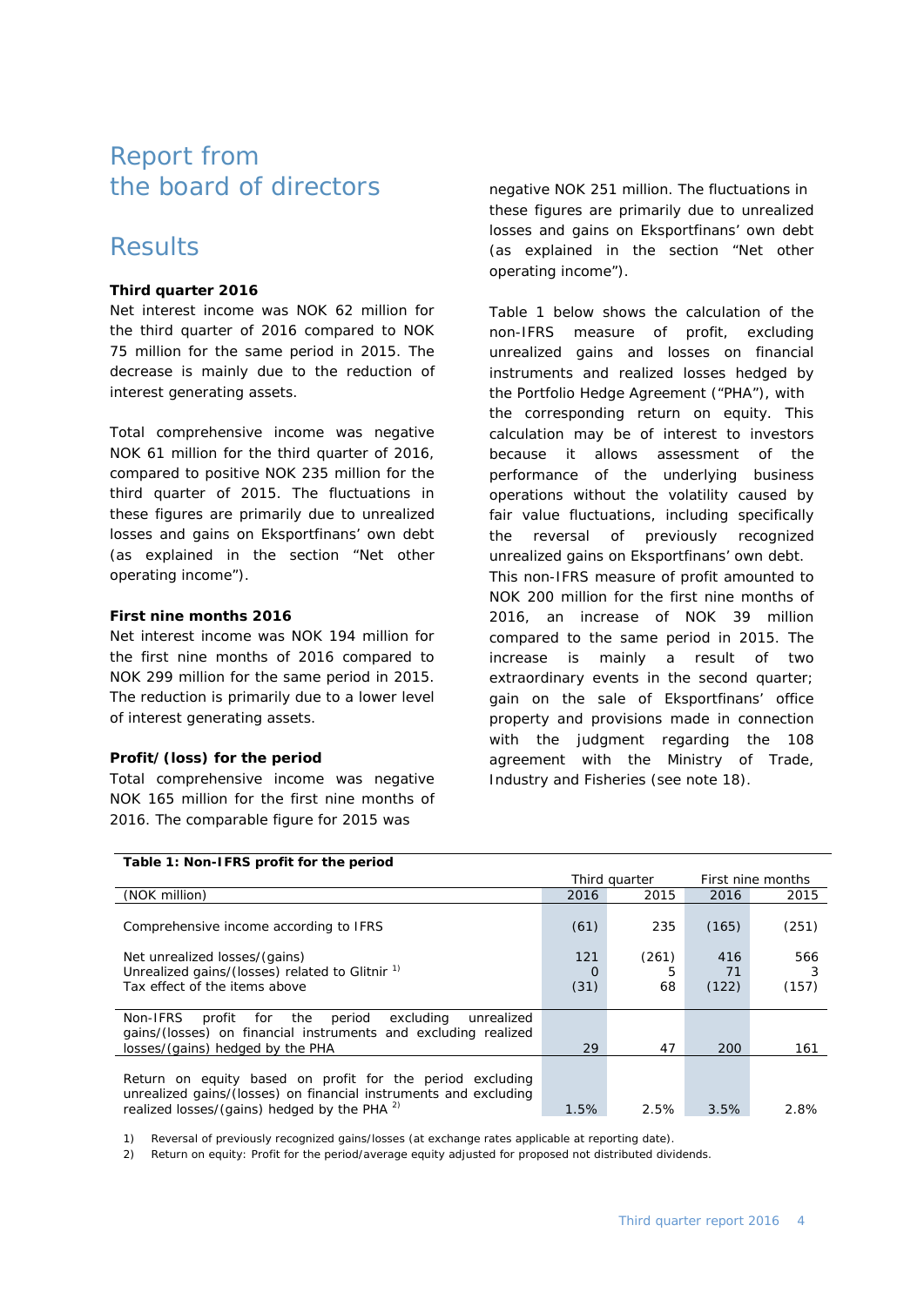# Report from the board of directors

## Results

**Third quarter 2016**

Net interest income was NOK 62 million for the third quarter of 2016 compared to NOK 75 million for the same period in 2015. The decrease is mainly due to the reduction of interest generating assets.

Total comprehensive income was negative NOK 61 million for the third quarter of 2016, compared to positive NOK 235 million for the third quarter of 2015. The fluctuations in these figures are primarily due to unrealized losses and gains on Eksportfinans' own debt (as explained in the section "Net other operating income").

**First nine months 2016**

Net interest income was NOK 194 million for the first nine months of 2016 compared to NOK 299 million for the same period in 2015. The reduction is primarily due to a lower level of interest generating assets.

**Profit/(loss) for the period**

Total comprehensive income was negative NOK 165 million for the first nine months of 2016. The comparable figure for 2015 was negative NOK 251 million. The fluctuations in these figures are primarily due to unrealized losses and gains on Eksportfinans' own debt (as explained in the section "Net other operating income").

Table 1 below shows the calculation of the non-IFRS measure of profit, excluding unrealized gains and losses on financial instruments and realized losses hedged by the Portfolio Hedge Agreement ("PHA"), with the corresponding return on equity. This calculation may be of interest to investors because it allows assessment of the performance of the underlying business operations without the volatility caused by fair value fluctuations, including specifically the reversal of previously recognized unrealized gains on Eksportfinans' own debt. This non-IFRS measure of profit amounted to NOK 200 million for the first nine months of 2016, an increase of NOK 39 million compared to the same period in 2015. The increase is mainly a result of two extraordinary events in the second quarter; gain on the sale of Eksportfinans' office property and provisions made in connection with the judgment regarding the 108 agreement with the Ministry of Trade, Industry and Fisheries (see note 18).

**Table 1: Non-IFRS profit for the period**

| | Third quarter | | First nine months | |
|---|---|---|---|---|
| (NOK million) | 2016 | 2015 | 2016 | 2015 |
| Comprehensive income according to IFRS | (61) | 235 | (165) | (251) |
| Net unrealized losses/(gains) | 121 | (261) | 416 | 566 |
| Unrealized gains/(losses) related to Glitnir [1] | 0 | 5 | 71 | 3 |
| Tax effect of the items above | (31) | 68 | (122) | (157) |
| Non-IFRS profit for the period excluding unrealized gains/(losses) on financial instruments and excluding realized losses/(gains) hedged by the PHA | 29 | 47 | 200 | 161 |
| Return on equity based on profit for the period excluding unrealized gains/(losses) on financial instruments and excluding realized losses/(gains) hedged by the PHA [2] | 1.5% | 2.5% | 3.5% | 2.8% |

1) Reversal of previously recognized gains/losses (at exchange rates applicable at reporting date).

2) Return on equity: Profit for the period/average equity adjusted for proposed not distributed dividends.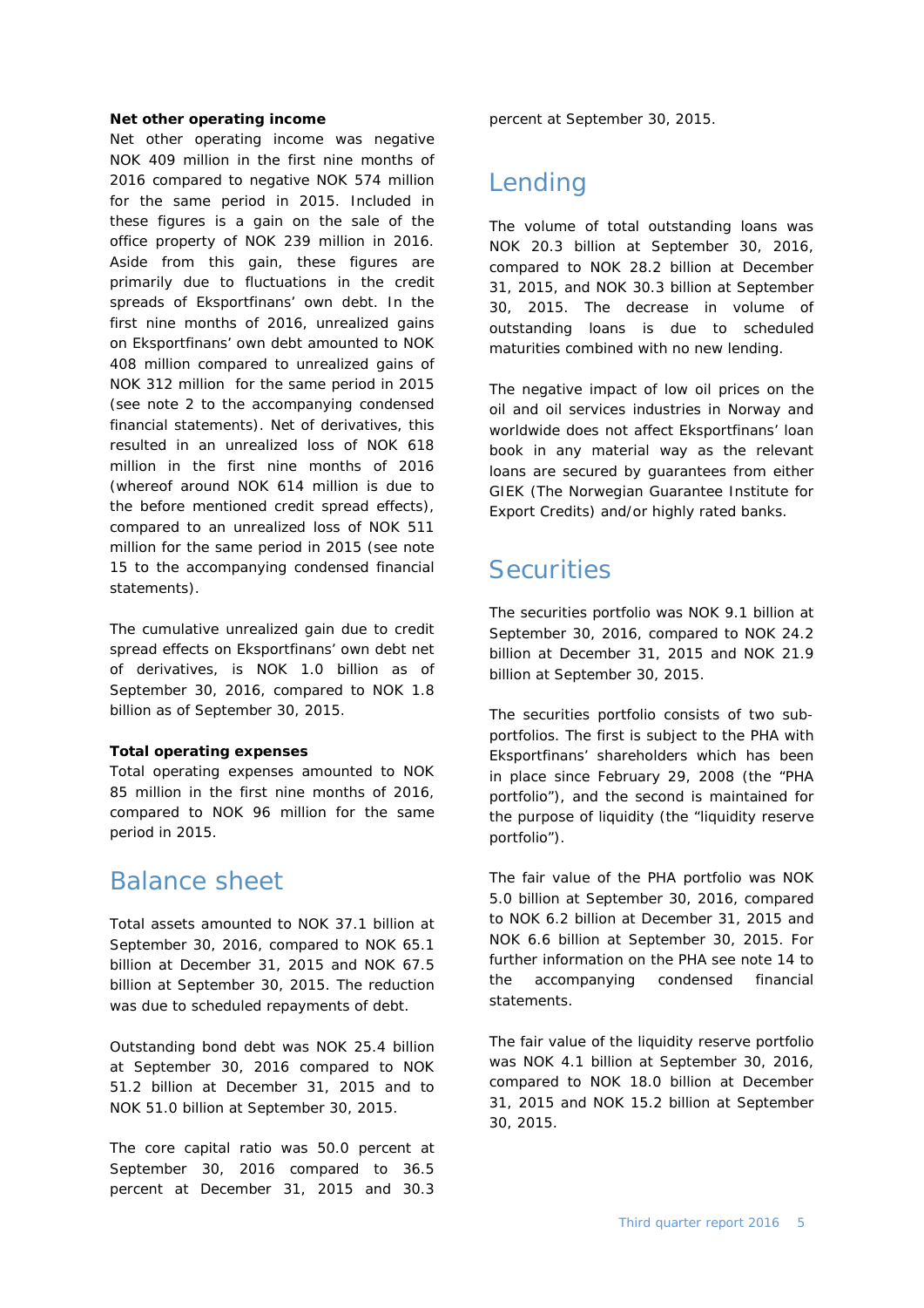**Net other operating income**

Net other operating income was negative NOK 409 million in the first nine months of 2016 compared to negative NOK 574 million for the same period in 2015. Included in these figures is a gain on the sale of the office property of NOK 239 million in 2016. Aside from this gain, these figures are primarily due to fluctuations in the credit spreads of Eksportfinans' own debt. In the first nine months of 2016, unrealized gains on Eksportfinans' own debt amounted to NOK 408 million compared to unrealized gains of NOK 312 million for the same period in 2015 (see note 2 to the accompanying condensed financial statements). Net of derivatives, this resulted in an unrealized loss of NOK 618 million in the first nine months of 2016 (whereof around NOK 614 million is due to the before mentioned credit spread effects), compared to an unrealized loss of NOK 511 million for the same period in 2015 (see note 15 to the accompanying condensed financial statements).

The cumulative unrealized gain due to credit spread effects on Eksportfinans' own debt net of derivatives, is NOK 1.0 billion as of September 30, 2016, compared to NOK 1.8 billion as of September 30, 2015.

**Total operating expenses**

Total operating expenses amounted to NOK 85 million in the first nine months of 2016, compared to NOK 96 million for the same period in 2015.

## Balance sheet

Total assets amounted to NOK 37.1 billion at September 30, 2016, compared to NOK 65.1 billion at December 31, 2015 and NOK 67.5 billion at September 30, 2015. The reduction was due to scheduled repayments of debt.

Outstanding bond debt was NOK 25.4 billion at September 30, 2016 compared to NOK 51.2 billion at December 31, 2015 and to NOK 51.0 billion at September 30, 2015.

The core capital ratio was 50.0 percent at September 30, 2016 compared to 36.5 percent at December 31, 2015 and 30.3 percent at September 30, 2015.

## Lending

The volume of total outstanding loans was NOK 20.3 billion at September 30, 2016, compared to NOK 28.2 billion at December 31, 2015, and NOK 30.3 billion at September 30, 2015. The decrease in volume of outstanding loans is due to scheduled maturities combined with no new lending.

The negative impact of low oil prices on the oil and oil services industries in Norway and worldwide does not affect Eksportfinans' loan book in any material way as the relevant loans are secured by guarantees from either GIEK (The Norwegian Guarantee Institute for Export Credits) and/or highly rated banks.

## Securities

The securities portfolio was NOK 9.1 billion at September 30, 2016, compared to NOK 24.2 billion at December 31, 2015 and NOK 21.9 billion at September 30, 2015.

The securities portfolio consists of two sub-portfolios. The first is subject to the PHA with Eksportfinans' shareholders which has been in place since February 29, 2008 (the "PHA portfolio"), and the second is maintained for the purpose of liquidity (the "liquidity reserve portfolio").

The fair value of the PHA portfolio was NOK 5.0 billion at September 30, 2016, compared to NOK 6.2 billion at December 31, 2015 and NOK 6.6 billion at September 30, 2015. For further information on the PHA see note 14 to the accompanying condensed financial statements.

The fair value of the liquidity reserve portfolio was NOK 4.1 billion at September 30, 2016, compared to NOK 18.0 billion at December 31, 2015 and NOK 15.2 billion at September 30, 2015.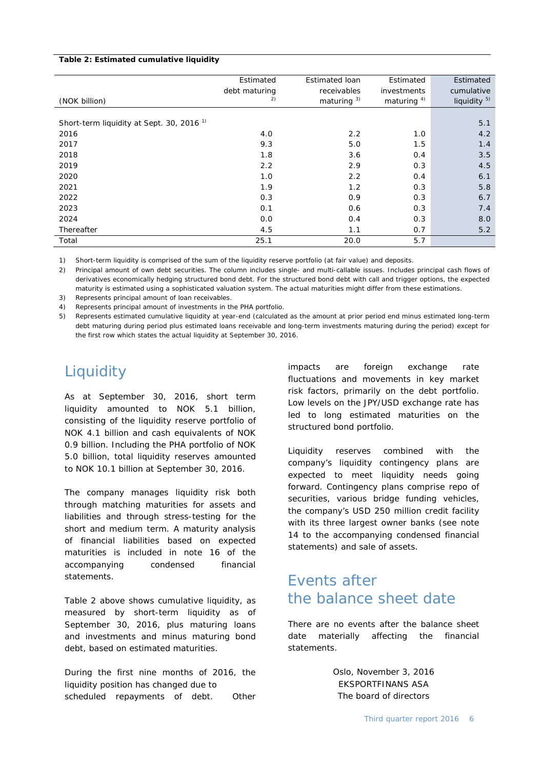**Table 2: Estimated cumulative liquidity**

| (NOK billion) | Estimated debt maturing [2)] | Estimated loan receivables maturing [3)] | Estimated investments maturing [4)] | Estimated cumulative liquidity [5)] |
|---|---|---|---|---|
| Short-term liquidity at Sept. 30, 2016 [1)] | | | | 5.1 |
| 2016 | 4.0 | 2.2 | 1.0 | 4.2 |
| 2017 | 9.3 | 5.0 | 1.5 | 1.4 |
| 2018 | 1.8 | 3.6 | 0.4 | 3.5 |
| 2019 | 2.2 | 2.9 | 0.3 | 4.5 |
| 2020 | 1.0 | 2.2 | 0.4 | 6.1 |
| 2021 | 1.9 | 1.2 | 0.3 | 5.8 |
| 2022 | 0.3 | 0.9 | 0.3 | 6.7 |
| 2023 | 0.1 | 0.6 | 0.3 | 7.4 |
| 2024 | 0.0 | 0.4 | 0.3 | 8.0 |
| Thereafter | 4.5 | 1.1 | 0.7 | 5.2 |
| Total | 25.1 | 20.0 | 5.7 | |

1) Short-term liquidity is comprised of the sum of the liquidity reserve portfolio (at fair value) and deposits.

2) Principal amount of own debt securities. The column includes single- and multi-callable issues. Includes principal cash flows of derivatives economically hedging structured bond debt. For the structured bond debt with call and trigger options, the expected maturity is estimated using a sophisticated valuation system. The actual maturities might differ from these estimations.

3) Represents principal amount of loan receivables.

4) Represents principal amount of investments in the PHA portfolio.

5) Represents estimated cumulative liquidity at year-end (calculated as the amount at prior period end minus estimated long-term debt maturing during period plus estimated loans receivable and long-term investments maturing during the period) except for the first row which states the actual liquidity at September 30, 2016.

# Liquidity

As at September 30, 2016, short term liquidity amounted to NOK 5.1 billion, consisting of the liquidity reserve portfolio of NOK 4.1 billion and cash equivalents of NOK 0.9 billion. Including the PHA portfolio of NOK 5.0 billion, total liquidity reserves amounted to NOK 10.1 billion at September 30, 2016.

The company manages liquidity risk both through matching maturities for assets and liabilities and through stress-testing for the short and medium term. A maturity analysis of financial liabilities based on expected maturities is included in note 16 of the accompanying condensed financial statements.

Table 2 above shows cumulative liquidity, as measured by short-term liquidity as of September 30, 2016, plus maturing loans and investments and minus maturing bond debt, based on estimated maturities.

During the first nine months of 2016, the liquidity position has changed due to scheduled repayments of debt. Other impacts are foreign exchange rate fluctuations and movements in key market risk factors, primarily on the debt portfolio. Low levels on the JPY/USD exchange rate has led to long estimated maturities on the structured bond portfolio.

Liquidity reserves combined with the company's liquidity contingency plans are expected to meet liquidity needs going forward. Contingency plans comprise repo of securities, various bridge funding vehicles, the company's USD 250 million credit facility with its three largest owner banks (see note 14 to the accompanying condensed financial statements) and sale of assets.

# Events after the balance sheet date

There are no events after the balance sheet date materially affecting the financial statements.

Oslo, November 3, 2016
EKSPORTFINANS ASA
The board of directors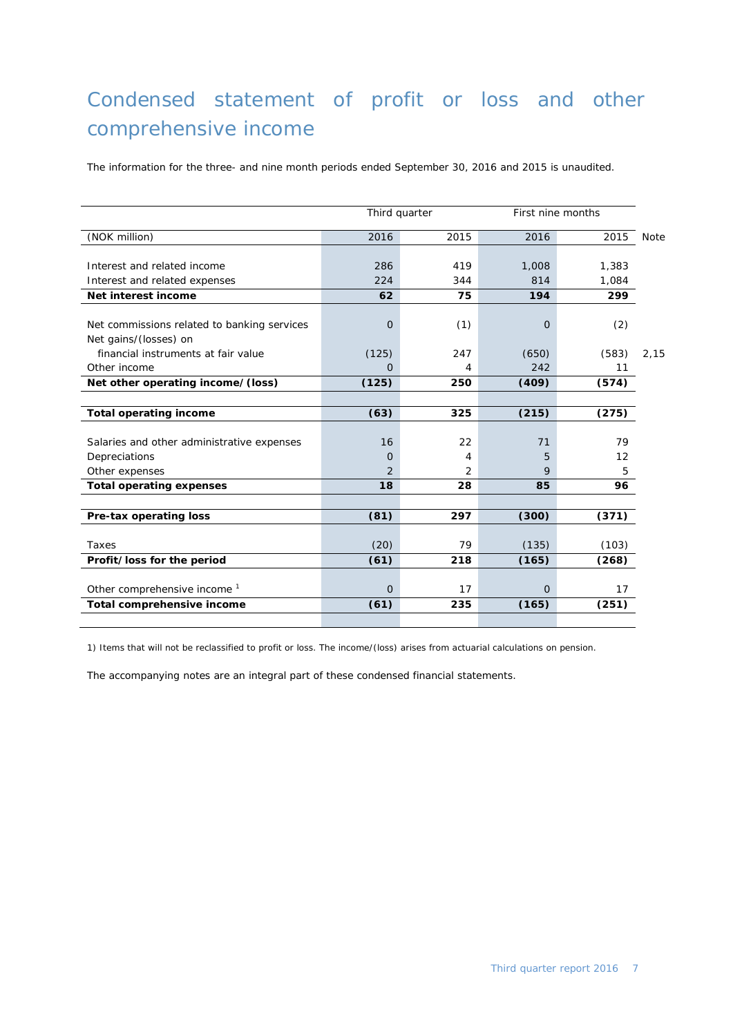# Condensed statement of profit or loss and other comprehensive income

The information for the three- and nine month periods ended September 30, 2016 and 2015 is unaudited.

| | Third quarter | | First nine months | | |
|---|---|---|---|---|---|
| (NOK million) | 2016 | 2015 | 2016 | 2015 | Note |
| Interest and related income | 286 | 419 | 1,008 | 1,383 | |
| Interest and related expenses | 224 | 344 | 814 | 1,084 | |
| **Net interest income** | **62** | **75** | **194** | **299** | |
| Net commissions related to banking services | 0 | (1) | 0 | (2) | |
| Net gains/(losses) on financial instruments at fair value | (125) | 247 | (650) | (583) | 2,15 |
| Other income | 0 | 4 | 242 | 11 | |
| **Net other operating income/(loss)** | **(125)** | **250** | **(409)** | **(574)** | |
| **Total operating income** | **(63)** | **325** | **(215)** | **(275)** | |
| Salaries and other administrative expenses | 16 | 22 | 71 | 79 | |
| Depreciations | 0 | 4 | 5 | 12 | |
| Other expenses | 2 | 2 | 9 | 5 | |
| **Total operating expenses** | **18** | **28** | **85** | **96** | |
| **Pre-tax operating loss** | **(81)** | **297** | **(300)** | **(371)** | |
| Taxes | (20) | 79 | (135) | (103) | |
| **Profit/loss for the period** | **(61)** | **218** | **(165)** | **(268)** | |
| Other comprehensive income [1] | 0 | 17 | 0 | 17 | |
| **Total comprehensive income** | **(61)** | **235** | **(165)** | **(251)** | |

1) Items that will not be reclassified to profit or loss. The income/(loss) arises from actuarial calculations on pension.

The accompanying notes are an integral part of these condensed financial statements.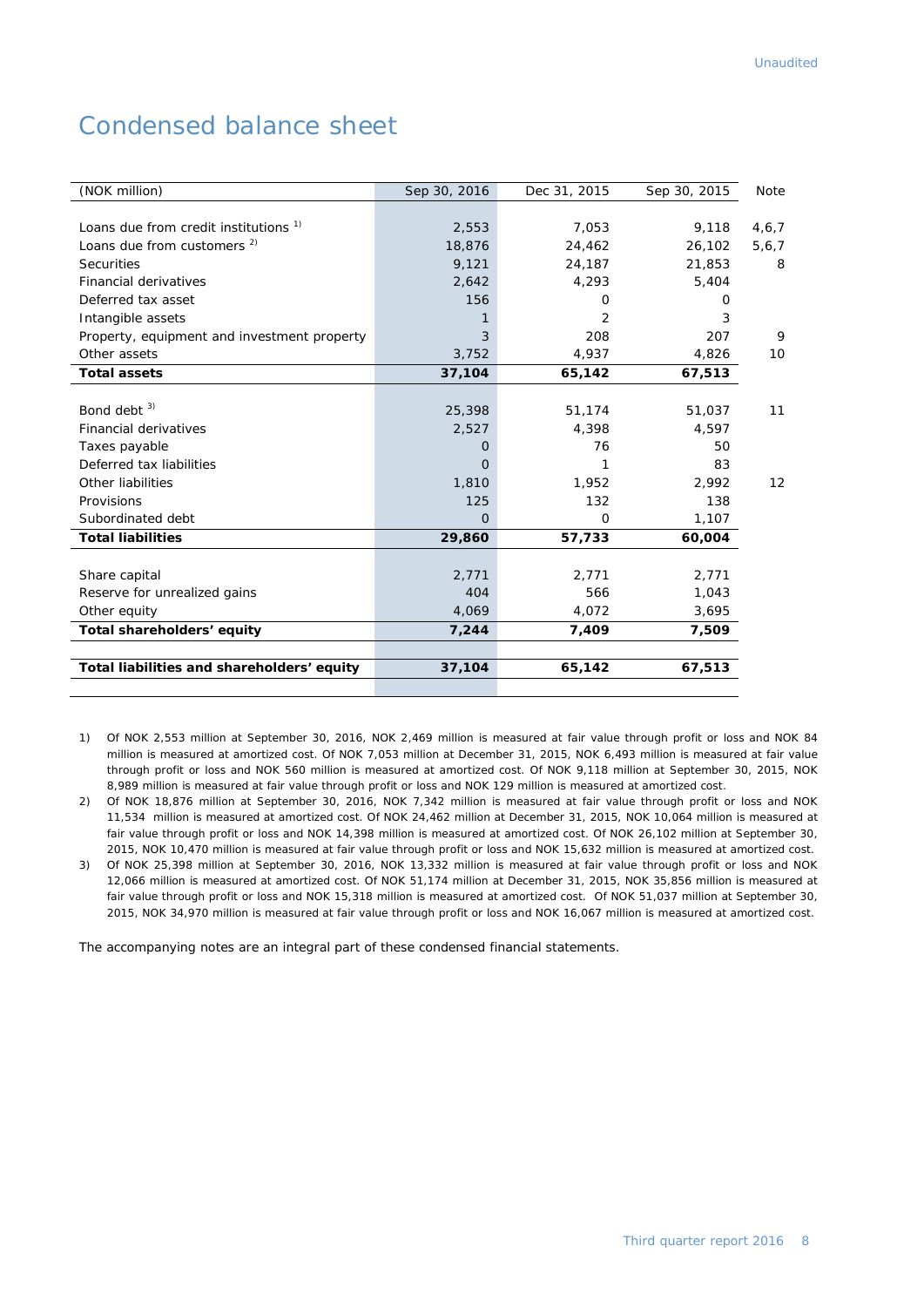# Condensed balance sheet

| (NOK million) | Sep 30, 2016 | Dec 31, 2015 | Sep 30, 2015 | Note |
|---|---|---|---|---|
| Loans due from credit institutions [1] | 2,553 | 7,053 | 9,118 | 4,6,7 |
| Loans due from customers [2] | 18,876 | 24,462 | 26,102 | 5,6,7 |
| Securities | 9,121 | 24,187 | 21,853 | 8 |
| Financial derivatives | 2,642 | 4,293 | 5,404 | |
| Deferred tax asset | 156 | 0 | 0 | |
| Intangible assets | 1 | 2 | 3 | |
| Property, equipment and investment property | 3 | 208 | 207 | 9 |
| Other assets | 3,752 | 4,937 | 4,826 | 10 |
| **Total assets** | **37,104** | **65,142** | **67,513** | |
| | | | | |
| Bond debt [3] | 25,398 | 51,174 | 51,037 | 11 |
| Financial derivatives | 2,527 | 4,398 | 4,597 | |
| Taxes payable | 0 | 76 | 50 | |
| Deferred tax liabilities | 0 | 1 | 83 | |
| Other liabilities | 1,810 | 1,952 | 2,992 | 12 |
| Provisions | 125 | 132 | 138 | |
| Subordinated debt | 0 | 0 | 1,107 | |
| **Total liabilities** | **29,860** | **57,733** | **60,004** | |
| | | | | |
| Share capital | 2,771 | 2,771 | 2,771 | |
| Reserve for unrealized gains | 404 | 566 | 1,043 | |
| Other equity | 4,069 | 4,072 | 3,695 | |
| **Total shareholders' equity** | **7,244** | **7,409** | **7,509** | |
| | | | | |
| **Total liabilities and shareholders' equity** | **37,104** | **65,142** | **67,513** | |

1) Of NOK 2,553 million at September 30, 2016, NOK 2,469 million is measured at fair value through profit or loss and NOK 84 million is measured at amortized cost. Of NOK 7,053 million at December 31, 2015, NOK 6,493 million is measured at fair value through profit or loss and NOK 560 million is measured at amortized cost. Of NOK 9,118 million at September 30, 2015, NOK 8,989 million is measured at fair value through profit or loss and NOK 129 million is measured at amortized cost.

2) Of NOK 18,876 million at September 30, 2016, NOK 7,342 million is measured at fair value through profit or loss and NOK 11,534 million is measured at amortized cost. Of NOK 24,462 million at December 31, 2015, NOK 10,064 million is measured at fair value through profit or loss and NOK 14,398 million is measured at amortized cost. Of NOK 26,102 million at September 30, 2015, NOK 10,470 million is measured at fair value through profit or loss and NOK 15,632 million is measured at amortized cost.

3) Of NOK 25,398 million at September 30, 2016, NOK 13,332 million is measured at fair value through profit or loss and NOK 12,066 million is measured at amortized cost. Of NOK 51,174 million at December 31, 2015, NOK 35,856 million is measured at fair value through profit or loss and NOK 15,318 million is measured at amortized cost. Of NOK 51,037 million at September 30, 2015, NOK 34,970 million is measured at fair value through profit or loss and NOK 16,067 million is measured at amortized cost.

The accompanying notes are an integral part of these condensed financial statements.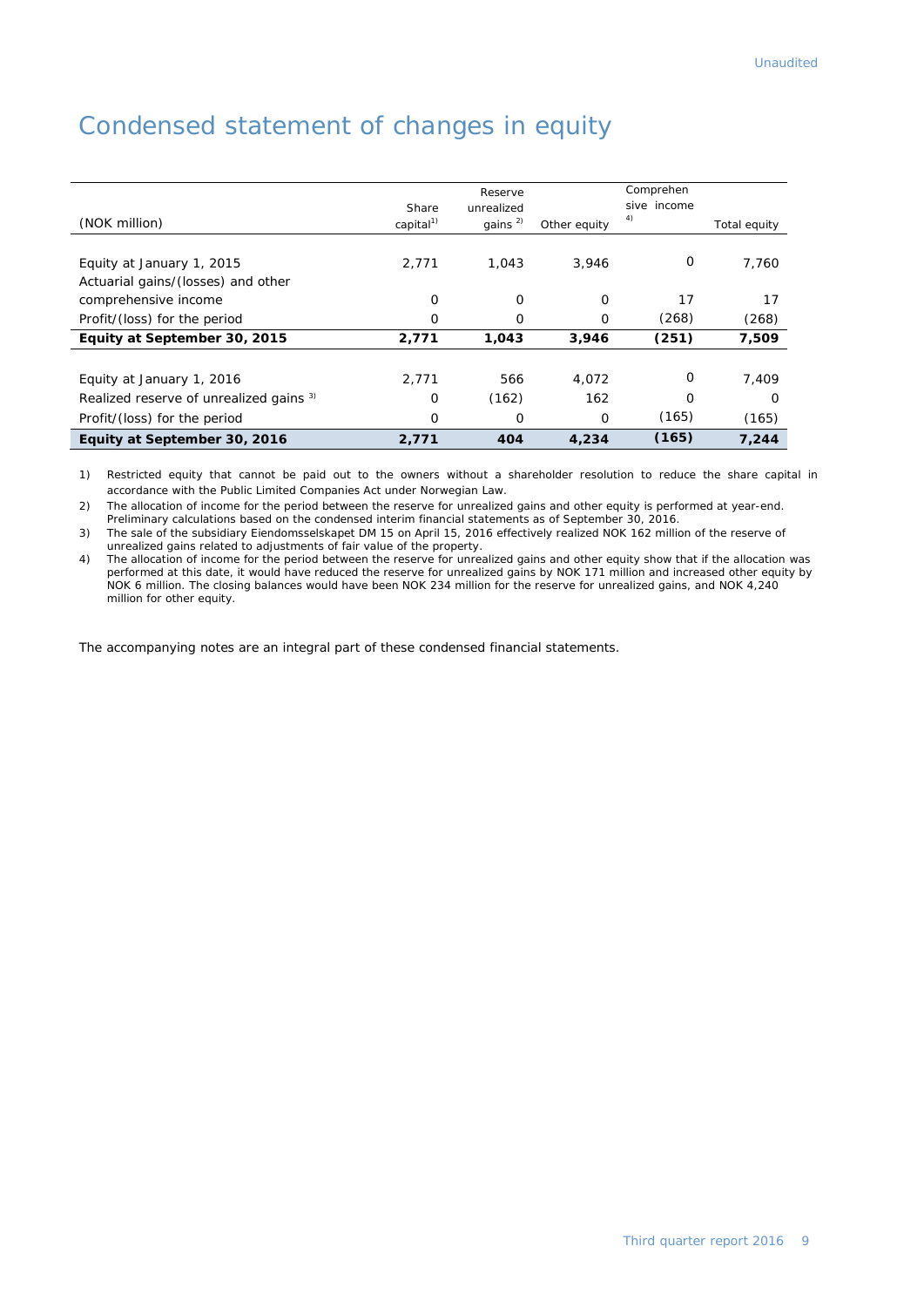Unaudited

# Condensed statement of changes in equity

| (NOK million) | Share capital[1] | Reserve unrealized gains [2] | Other equity | Comprehensive income [4] | Total equity |
|---|---|---|---|---|---|
| Equity at January 1, 2015 | 2,771 | 1,043 | 3,946 | 0 | 7,760 |
| Actuarial gains/(losses) and other comprehensive income | 0 | 0 | 0 | 17 | 17 |
| Profit/(loss) for the period | 0 | 0 | 0 | (268) | (268) |
| **Equity at September 30, 2015** | **2,771** | **1,043** | **3,946** | **(251)** | **7,509** |
| | | | | | |
| Equity at January 1, 2016 | 2,771 | 566 | 4,072 | 0 | 7,409 |
| Realized reserve of unrealized gains [3] | 0 | (162) | 162 | 0 | 0 |
| Profit/(loss) for the period | 0 | 0 | 0 | (165) | (165) |
| **Equity at September 30, 2016** | **2,771** | **404** | **4,234** | **(165)** | **7,244** |

1) Restricted equity that cannot be paid out to the owners without a shareholder resolution to reduce the share capital in accordance with the Public Limited Companies Act under Norwegian Law.

2) The allocation of income for the period between the reserve for unrealized gains and other equity is performed at year-end. Preliminary calculations based on the condensed interim financial statements as of September 30, 2016.

3) The sale of the subsidiary Eiendomsselskapet DM 15 on April 15, 2016 effectively realized NOK 162 million of the reserve of unrealized gains related to adjustments of fair value of the property.

4) The allocation of income for the period between the reserve for unrealized gains and other equity show that if the allocation was performed at this date, it would have reduced the reserve for unrealized gains by NOK 171 million and increased other equity by NOK 6 million. The closing balances would have been NOK 234 million for the reserve for unrealized gains, and NOK 4,240 million for other equity.

The accompanying notes are an integral part of these condensed financial statements.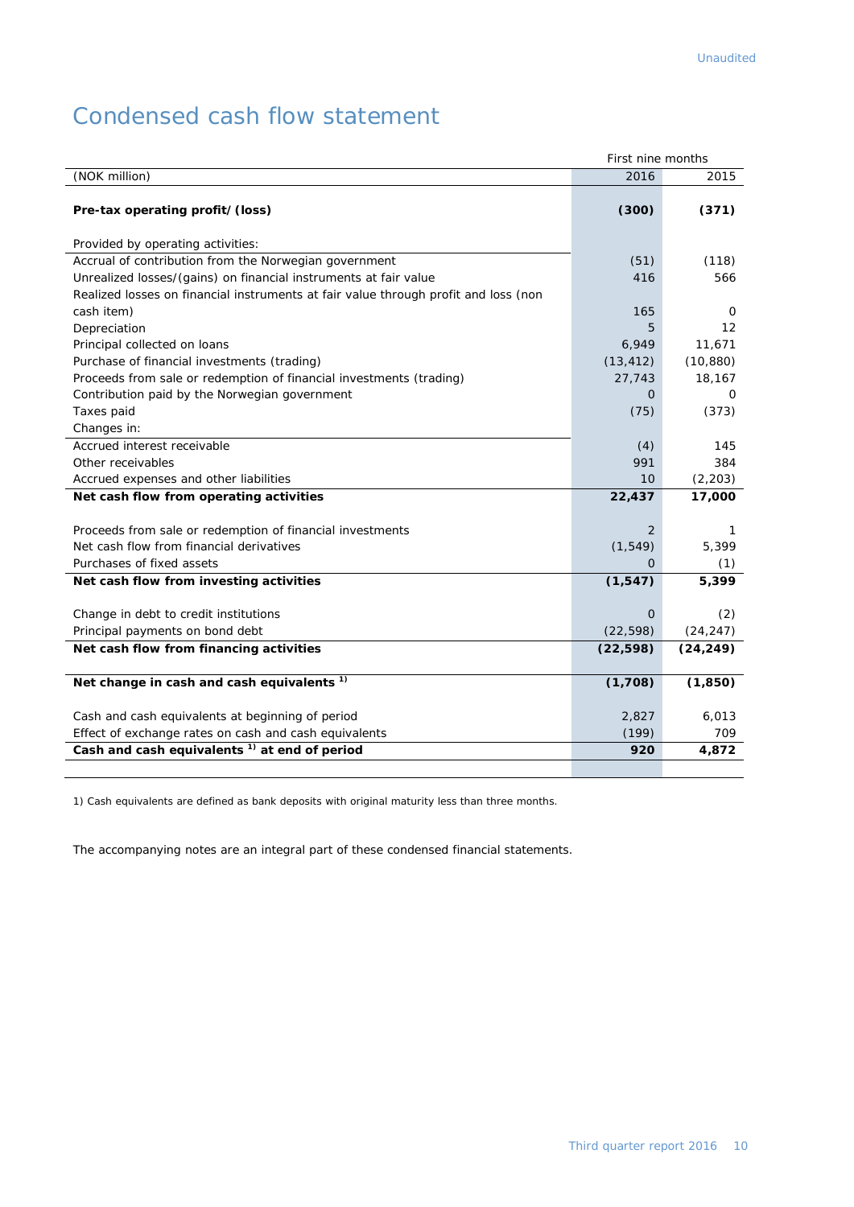Unaudited

# Condensed cash flow statement

| (NOK million) | First nine months 2016 | 2015 |
|---|---|---|
| **Pre-tax operating profit/(loss)** | **(300)** | **(371)** |
| Provided by operating activities: | | |
| Accrual of contribution from the Norwegian government | (51) | (118) |
| Unrealized losses/(gains) on financial instruments at fair value | 416 | 566 |
| Realized losses on financial instruments at fair value through profit and loss (non cash item) | 165 | 0 |
| Depreciation | 5 | 12 |
| Principal collected on loans | 6,949 | 11,671 |
| Purchase of financial investments (trading) | (13,412) | (10,880) |
| Proceeds from sale or redemption of financial investments (trading) | 27,743 | 18,167 |
| Contribution paid by the Norwegian government | 0 | 0 |
| Taxes paid | (75) | (373) |
| Changes in: | | |
| Accrued interest receivable | (4) | 145 |
| Other receivables | 991 | 384 |
| Accrued expenses and other liabilities | 10 | (2,203) |
| **Net cash flow from operating activities** | **22,437** | **17,000** |
| Proceeds from sale or redemption of financial investments | 2 | 1 |
| Net cash flow from financial derivatives | (1,549) | 5,399 |
| Purchases of fixed assets | 0 | (1) |
| **Net cash flow from investing activities** | **(1,547)** | **5,399** |
| Change in debt to credit institutions | 0 | (2) |
| Principal payments on bond debt | (22,598) | (24,247) |
| **Net cash flow from financing activities** | **(22,598)** | **(24,249)** |
| **Net change in cash and cash equivalents [1]** | **(1,708)** | **(1,850)** |
| Cash and cash equivalents at beginning of period | 2,827 | 6,013 |
| Effect of exchange rates on cash and cash equivalents | (199) | 709 |
| **Cash and cash equivalents [1] at end of period** | **920** | **4,872** |

1) Cash equivalents are defined as bank deposits with original maturity less than three months.

The accompanying notes are an integral part of these condensed financial statements.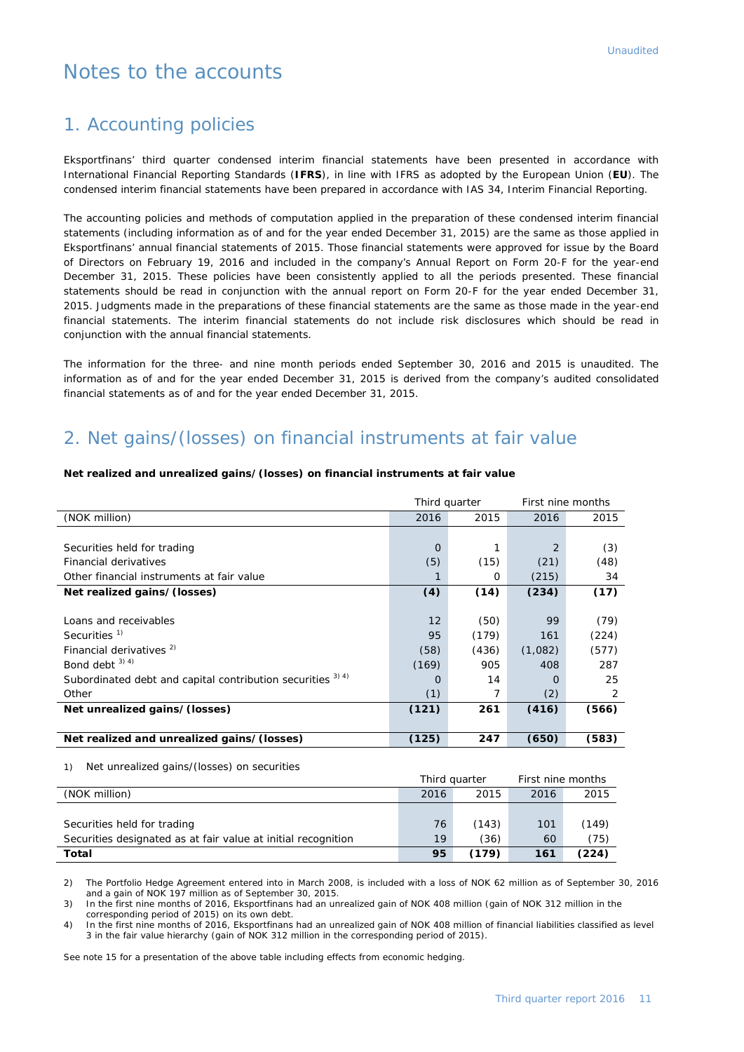# Notes to the accounts

## 1. Accounting policies

Eksportfinans' third quarter condensed interim financial statements have been presented in accordance with International Financial Reporting Standards (**IFRS**), in line with IFRS as adopted by the European Union (**EU**). The condensed interim financial statements have been prepared in accordance with IAS 34, Interim Financial Reporting.

The accounting policies and methods of computation applied in the preparation of these condensed interim financial statements (including information as of and for the year ended December 31, 2015) are the same as those applied in Eksportfinans' annual financial statements of 2015. Those financial statements were approved for issue by the Board of Directors on February 19, 2016 and included in the company's Annual Report on Form 20-F for the year-end December 31, 2015. These policies have been consistently applied to all the periods presented. These financial statements should be read in conjunction with the annual report on Form 20-F for the year ended December 31, 2015. Judgments made in the preparations of these financial statements are the same as those made in the year-end financial statements. The interim financial statements do not include risk disclosures which should be read in conjunction with the annual financial statements.

The information for the three- and nine month periods ended September 30, 2016 and 2015 is unaudited. The information as of and for the year ended December 31, 2015 is derived from the company's audited consolidated financial statements as of and for the year ended December 31, 2015.

## 2. Net gains/(losses) on financial instruments at fair value

**Net realized and unrealized gains/(losses) on financial instruments at fair value**

| | Third quarter | | First nine months | |
|---|---|---|---|---|
| (NOK million) | 2016 | 2015 | 2016 | 2015 |
| Securities held for trading | 0 | 1 | 2 | (3) |
| Financial derivatives | (5) | (15) | (21) | (48) |
| Other financial instruments at fair value | 1 | 0 | (215) | 34 |
| **Net realized gains/(losses)** | **(4)** | **(14)** | **(234)** | **(17)** |
| Loans and receivables | 12 | (50) | 99 | (79) |
| Securities [1] | 95 | (179) | 161 | (224) |
| Financial derivatives [2] | (58) | (436) | (1,082) | (577) |
| Bond debt [3] [4] | (169) | 905 | 408 | 287 |
| Subordinated debt and capital contribution securities [3] [4] | 0 | 14 | 0 | 25 |
| Other | (1) | 7 | (2) | 2 |
| **Net unrealized gains/(losses)** | **(121)** | **261** | **(416)** | **(566)** |
| **Net realized and unrealized gains/(losses)** | **(125)** | **247** | **(650)** | **(583)** |

1) Net unrealized gains/(losses) on securities

| | Third quarter | | First nine months | |
|---|---|---|---|---|
| (NOK million) | 2016 | 2015 | 2016 | 2015 |
| Securities held for trading | 76 | (143) | 101 | (149) |
| Securities designated as at fair value at initial recognition | 19 | (36) | 60 | (75) |
| **Total** | **95** | **(179)** | **161** | **(224)** |

2) The Portfolio Hedge Agreement entered into in March 2008, is included with a loss of NOK 62 million as of September 30, 2016 and a gain of NOK 197 million as of September 30, 2015.

3) In the first nine months of 2016, Eksportfinans had an unrealized gain of NOK 408 million (gain of NOK 312 million in the corresponding period of 2015) on its own debt.

4) In the first nine months of 2016, Eksportfinans had an unrealized gain of NOK 408 million of financial liabilities classified as level 3 in the fair value hierarchy (gain of NOK 312 million in the corresponding period of 2015).

See note 15 for a presentation of the above table including effects from economic hedging.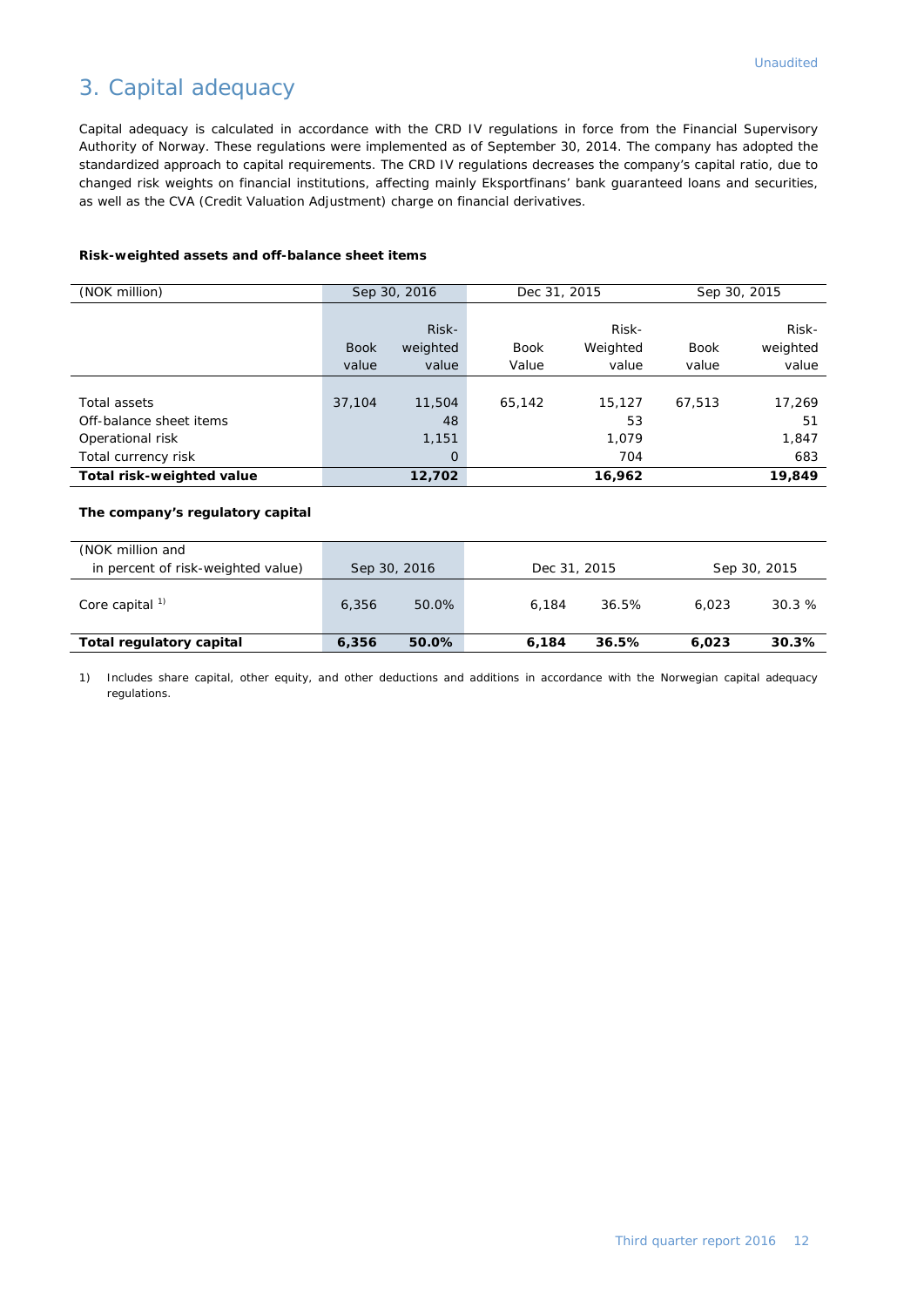Unaudited

# 3. Capital adequacy

Capital adequacy is calculated in accordance with the CRD IV regulations in force from the Financial Supervisory Authority of Norway. These regulations were implemented as of September 30, 2014. The company has adopted the standardized approach to capital requirements. The CRD IV regulations decreases the company's capital ratio, due to changed risk weights on financial institutions, affecting mainly Eksportfinans' bank guaranteed loans and securities, as well as the CVA (Credit Valuation Adjustment) charge on financial derivatives.

**Risk-weighted assets and off-balance sheet items**

| (NOK million) | Sep 30, 2016 | | Dec 31, 2015 | | Sep 30, 2015 | |
|---|---|---|---|---|---|---|
| | Book value | Risk-weighted value | Book Value | Risk-Weighted value | Book value | Risk-weighted value |
| Total assets | 37,104 | 11,504 | 65,142 | 15,127 | 67,513 | 17,269 |
| Off-balance sheet items | | 48 | | 53 | | 51 |
| Operational risk | | 1,151 | | 1,079 | | 1,847 |
| Total currency risk | | 0 | | 704 | | 683 |
| **Total risk-weighted value** | | **12,702** | | **16,962** | | **19,849** |

**The company's regulatory capital**

| (NOK million and in percent of risk-weighted value) | Sep 30, 2016 | | Dec 31, 2015 | | Sep 30, 2015 | |
|---|---|---|---|---|---|---|
| Core capital [1] | 6,356 | 50.0% | 6,184 | 36.5% | 6,023 | 30.3 % |
| **Total regulatory capital** | **6,356** | **50.0%** | **6,184** | **36.5%** | **6,023** | **30.3%** |

1) Includes share capital, other equity, and other deductions and additions in accordance with the Norwegian capital adequacy regulations.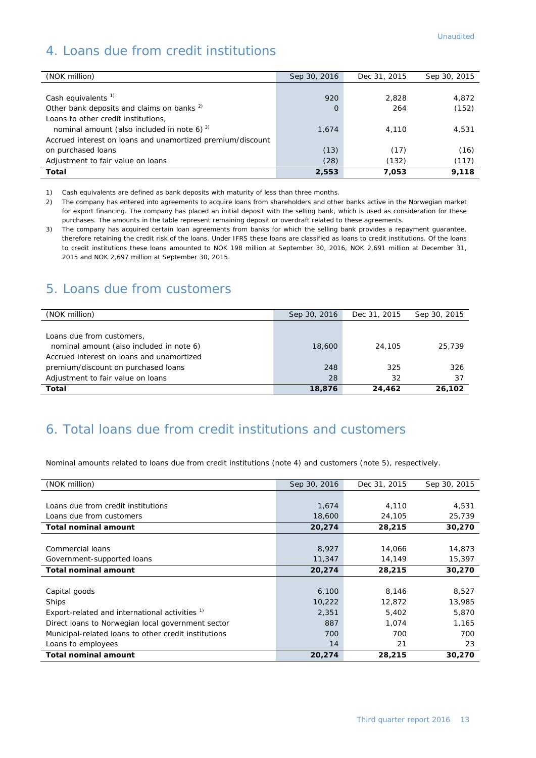Unaudited

## 4. Loans due from credit institutions

| (NOK million) | Sep 30, 2016 | Dec 31, 2015 | Sep 30, 2015 |
|---|---|---|---|
| Cash equivalents [1] | 920 | 2,828 | 4,872 |
| Other bank deposits and claims on banks [2] | 0 | 264 | (152) |
| Loans to other credit institutions, nominal amount (also included in note 6) [3] | 1,674 | 4,110 | 4,531 |
| Accrued interest on loans and unamortized premium/discount on purchased loans | (13) | (17) | (16) |
| Adjustment to fair value on loans | (28) | (132) | (117) |
| **Total** | **2,553** | **7,053** | **9,118** |

1) Cash equivalents are defined as bank deposits with maturity of less than three months.

2) The company has entered into agreements to acquire loans from shareholders and other banks active in the Norwegian market for export financing. The company has placed an initial deposit with the selling bank, which is used as consideration for these purchases. The amounts in the table represent remaining deposit or overdraft related to these agreements.

3) The company has acquired certain loan agreements from banks for which the selling bank provides a repayment guarantee, therefore retaining the credit risk of the loans. Under IFRS these loans are classified as loans to credit institutions. Of the loans to credit institutions these loans amounted to NOK 198 million at September 30, 2016, NOK 2,691 million at December 31, 2015 and NOK 2,697 million at September 30, 2015.

## 5. Loans due from customers

| (NOK million) | Sep 30, 2016 | Dec 31, 2015 | Sep 30, 2015 |
|---|---|---|---|
| Loans due from customers, nominal amount (also included in note 6) | 18,600 | 24,105 | 25,739 |
| Accrued interest on loans and unamortized premium/discount on purchased loans | 248 | 325 | 326 |
| Adjustment to fair value on loans | 28 | 32 | 37 |
| **Total** | **18,876** | **24,462** | **26,102** |

## 6. Total loans due from credit institutions and customers

Nominal amounts related to loans due from credit institutions (note 4) and customers (note 5), respectively.

| (NOK million) | Sep 30, 2016 | Dec 31, 2015 | Sep 30, 2015 |
|---|---|---|---|
| Loans due from credit institutions | 1,674 | 4,110 | 4,531 |
| Loans due from customers | 18,600 | 24,105 | 25,739 |
| **Total nominal amount** | **20,274** | **28,215** | **30,270** |
| | | | |
| Commercial loans | 8,927 | 14,066 | 14,873 |
| Government-supported loans | 11,347 | 14,149 | 15,397 |
| **Total nominal amount** | **20,274** | **28,215** | **30,270** |
| | | | |
| Capital goods | 6,100 | 8,146 | 8,527 |
| Ships | 10,222 | 12,872 | 13,985 |
| Export-related and international activities [1] | 2,351 | 5,402 | 5,870 |
| Direct loans to Norwegian local government sector | 887 | 1,074 | 1,165 |
| Municipal-related loans to other credit institutions | 700 | 700 | 700 |
| Loans to employees | 14 | 21 | 23 |
| **Total nominal amount** | **20,274** | **28,215** | **30,270** |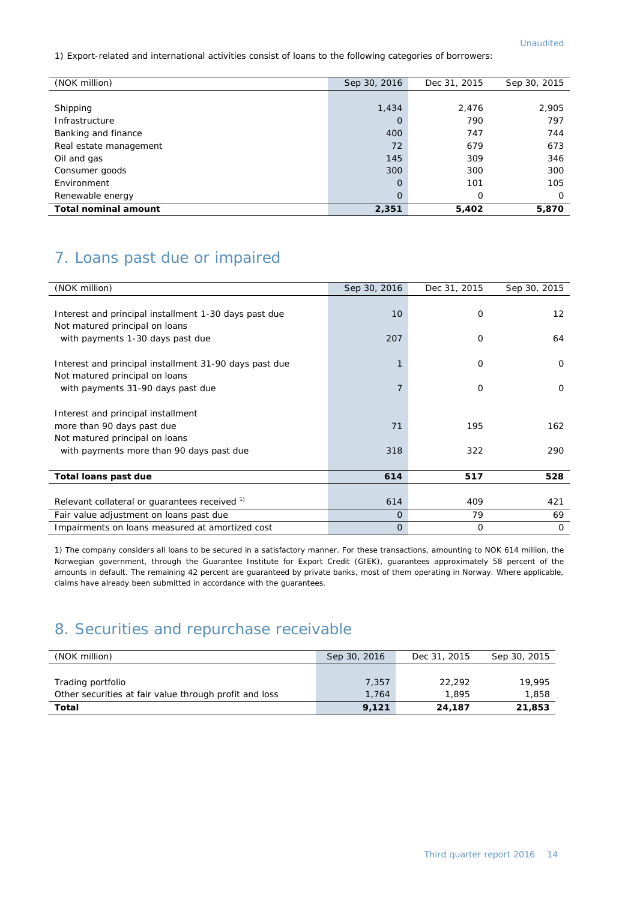1) Export-related and international activities consist of loans to the following categories of borrowers:

| (NOK million) | Sep 30, 2016 | Dec 31, 2015 | Sep 30, 2015 |
|---|---|---|---|
| Shipping | 1,434 | 2,476 | 2,905 |
| Infrastructure | 0 | 790 | 797 |
| Banking and finance | 400 | 747 | 744 |
| Real estate management | 72 | 679 | 673 |
| Oil and gas | 145 | 309 | 346 |
| Consumer goods | 300 | 300 | 300 |
| Environment | 0 | 101 | 105 |
| Renewable energy | 0 | 0 | 0 |
| **Total nominal amount** | **2,351** | **5,402** | **5,870** |

## 7. Loans past due or impaired

| (NOK million) | Sep 30, 2016 | Dec 31, 2015 | Sep 30, 2015 |
|---|---|---|---|
| Interest and principal installment 1-30 days past due | 10 | 0 | 12 |
| Not matured principal on loans with payments 1-30 days past due | 207 | 0 | 64 |
| Interest and principal installment 31-90 days past due | 1 | 0 | 0 |
| Not matured principal on loans with payments 31-90 days past due | 7 | 0 | 0 |
| Interest and principal installment more than 90 days past due | 71 | 195 | 162 |
| Not matured principal on loans with payments more than 90 days past due | 318 | 322 | 290 |
| **Total loans past due** | **614** | **517** | **528** |
| Relevant collateral or guarantees received [1] | 614 | 409 | 421 |
| Fair value adjustment on loans past due | 0 | 79 | 69 |
| Impairments on loans measured at amortized cost | 0 | 0 | 0 |

1) The company considers all loans to be secured in a satisfactory manner. For these transactions, amounting to NOK 614 million, the Norwegian government, through the Guarantee Institute for Export Credit (GIEK), guarantees approximately 58 percent of the amounts in default. The remaining 42 percent are guaranteed by private banks, most of them operating in Norway. Where applicable, claims have already been submitted in accordance with the guarantees.

## 8. Securities and repurchase receivable

| (NOK million) | Sep 30, 2016 | Dec 31, 2015 | Sep 30, 2015 |
|---|---|---|---|
| Trading portfolio | 7,357 | 22,292 | 19,995 |
| Other securities at fair value through profit and loss | 1,764 | 1,895 | 1,858 |
| **Total** | **9,121** | **24,187** | **21,853** |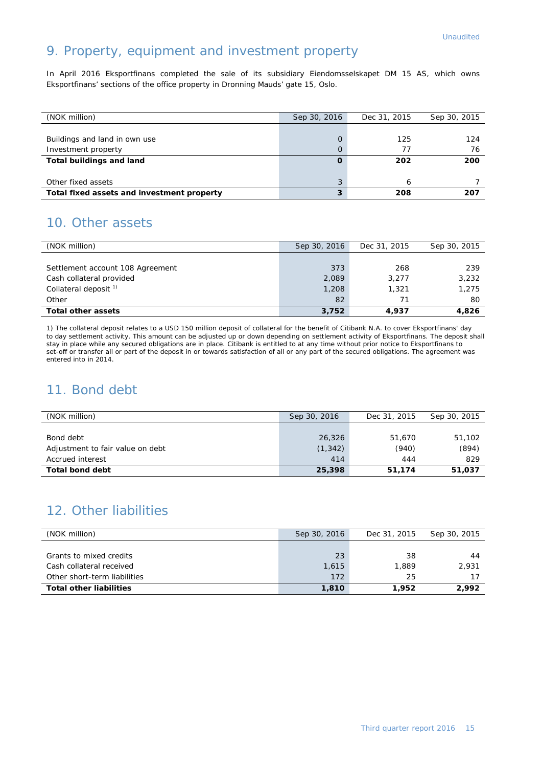Unaudited

## 9. Property, equipment and investment property

In April 2016 Eksportfinans completed the sale of its subsidiary Eiendomsselskapet DM 15 AS, which owns Eksportfinans' sections of the office property in Dronning Mauds' gate 15, Oslo.

| (NOK million) | Sep 30, 2016 | Dec 31, 2015 | Sep 30, 2015 |
|---|---|---|---|
| Buildings and land in own use | 0 | 125 | 124 |
| Investment property | 0 | 77 | 76 |
| **Total buildings and land** | **0** | **202** | **200** |
| Other fixed assets | 3 | 6 | 7 |
| **Total fixed assets and investment property** | **3** | **208** | **207** |

## 10. Other assets

| (NOK million) | Sep 30, 2016 | Dec 31, 2015 | Sep 30, 2015 |
|---|---|---|---|
| Settlement account 108 Agreement | 373 | 268 | 239 |
| Cash collateral provided | 2,089 | 3,277 | 3,232 |
| Collateral deposit [1] | 1,208 | 1,321 | 1,275 |
| Other | 82 | 71 | 80 |
| **Total other assets** | **3,752** | **4,937** | **4,826** |

1) The collateral deposit relates to a USD 150 million deposit of collateral for the benefit of Citibank N.A. to cover Eksportfinans' day to day settlement activity. This amount can be adjusted up or down depending on settlement activity of Eksportfinans. The deposit shall stay in place while any secured obligations are in place. Citibank is entitled to at any time without prior notice to Eksportfinans to set-off or transfer all or part of the deposit in or towards satisfaction of all or any part of the secured obligations. The agreement was entered into in 2014.

## 11. Bond debt

| (NOK million) | Sep 30, 2016 | Dec 31, 2015 | Sep 30, 2015 |
|---|---|---|---|
| Bond debt | 26,326 | 51,670 | 51,102 |
| Adjustment to fair value on debt | (1,342) | (940) | (894) |
| Accrued interest | 414 | 444 | 829 |
| **Total bond debt** | **25,398** | **51,174** | **51,037** |

## 12. Other liabilities

| (NOK million) | Sep 30, 2016 | Dec 31, 2015 | Sep 30, 2015 |
|---|---|---|---|
| Grants to mixed credits | 23 | 38 | 44 |
| Cash collateral received | 1,615 | 1,889 | 2,931 |
| Other short-term liabilities | 172 | 25 | 17 |
| **Total other liabilities** | **1,810** | **1,952** | **2,992** |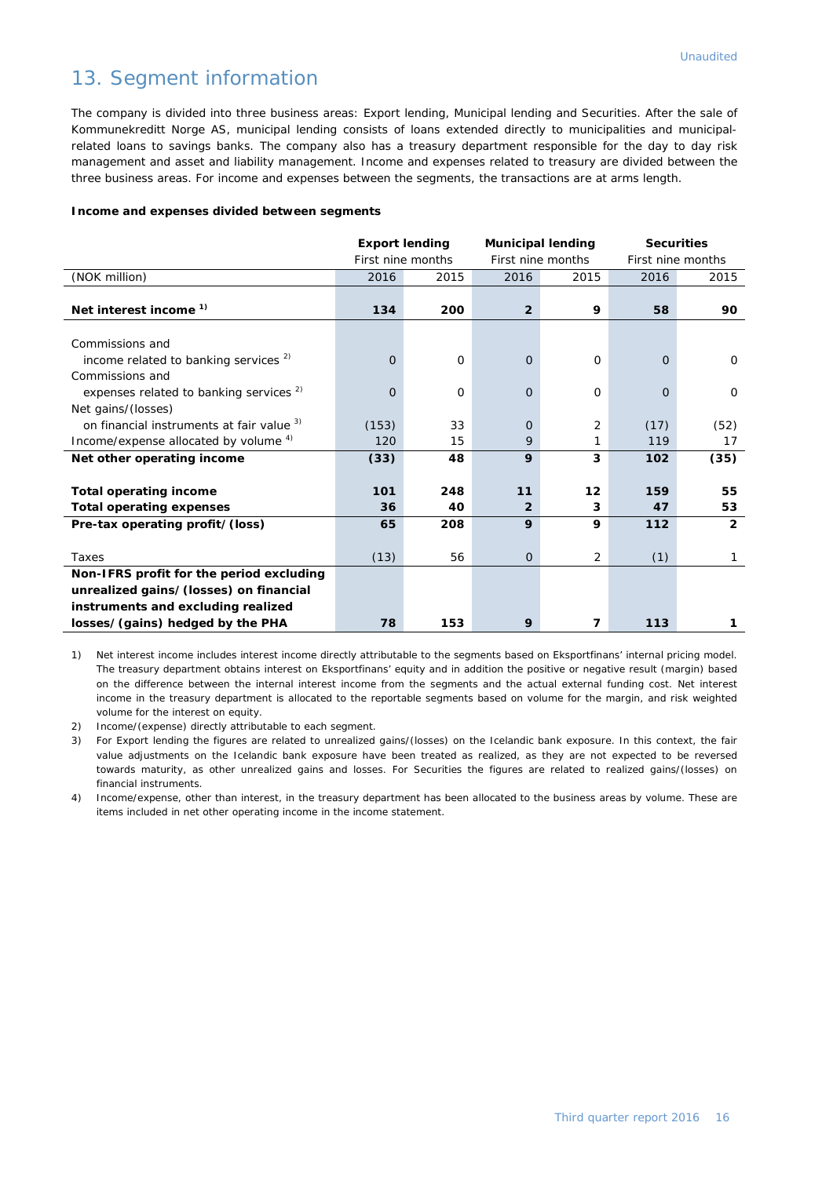# 13. Segment information

The company is divided into three business areas: Export lending, Municipal lending and Securities. After the sale of Kommunekreditt Norge AS, municipal lending consists of loans extended directly to municipalities and municipal-related loans to savings banks. The company also has a treasury department responsible for the day to day risk management and asset and liability management. Income and expenses related to treasury are divided between the three business areas. For income and expenses between the segments, the transactions are at arms length.

**Income and expenses divided between segments**

| | **Export lending** | | **Municipal lending** | | **Securities** | |
|---|---|---|---|---|---|---|
| | First nine months | | First nine months | | First nine months | |
| (NOK million) | 2016 | 2015 | 2016 | 2015 | 2016 | 2015 |
| **Net interest income [1)]** | **134** | **200** | **2** | **9** | **58** | **90** |
| Commissions and income related to banking services [2)] | 0 | 0 | 0 | 0 | 0 | 0 |
| Commissions and expenses related to banking services [2)] | 0 | 0 | 0 | 0 | 0 | 0 |
| Net gains/(losses) on financial instruments at fair value [3)] | (153) | 33 | 0 | 2 | (17) | (52) |
| Income/expense allocated by volume [4)] | 120 | 15 | 9 | 1 | 119 | 17 |
| **Net other operating income** | **(33)** | **48** | **9** | **3** | **102** | **(35)** |
| **Total operating income** | **101** | **248** | **11** | **12** | **159** | **55** |
| **Total operating expenses** | **36** | **40** | **2** | **3** | **47** | **53** |
| **Pre-tax operating profit/(loss)** | **65** | **208** | **9** | **9** | **112** | **2** |
| Taxes | (13) | 56 | 0 | 2 | (1) | 1 |
| **Non-IFRS profit for the period excluding unrealized gains/(losses) on financial instruments and excluding realized losses/(gains) hedged by the PHA** | **78** | **153** | **9** | **7** | **113** | **1** |

1) Net interest income includes interest income directly attributable to the segments based on Eksportfinans' internal pricing model. The treasury department obtains interest on Eksportfinans' equity and in addition the positive or negative result (margin) based on the difference between the internal interest income from the segments and the actual external funding cost. Net interest income in the treasury department is allocated to the reportable segments based on volume for the margin, and risk weighted volume for the interest on equity.

2) Income/(expense) directly attributable to each segment.

3) For Export lending the figures are related to unrealized gains/(losses) on the Icelandic bank exposure. In this context, the fair value adjustments on the Icelandic bank exposure have been treated as realized, as they are not expected to be reversed towards maturity, as other unrealized gains and losses. For Securities the figures are related to realized gains/(losses) on financial instruments.

4) Income/expense, other than interest, in the treasury department has been allocated to the business areas by volume. These are items included in net other operating income in the income statement.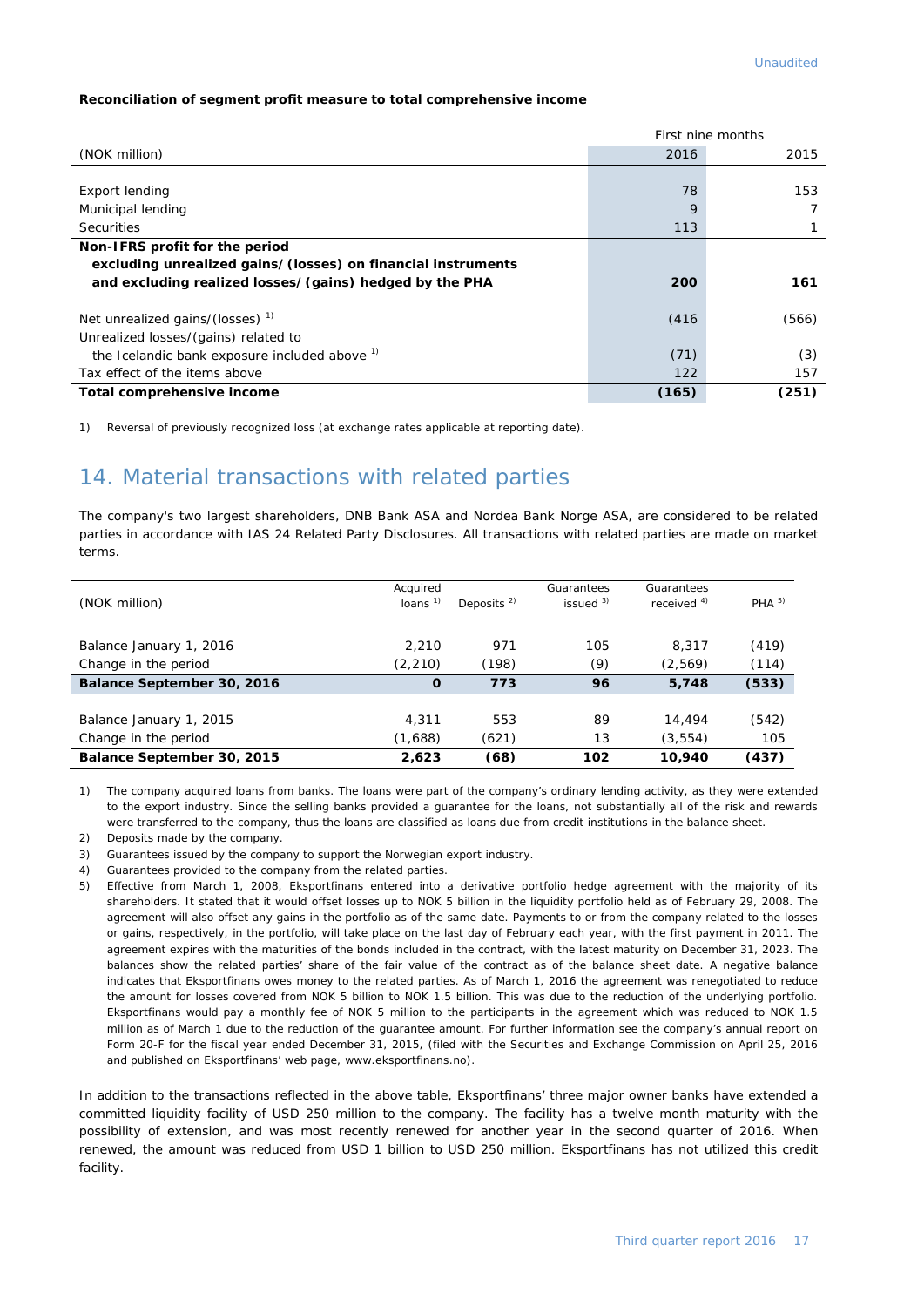**Reconciliation of segment profit measure to total comprehensive income**

| | First nine months | |
|---|---|---|
| (NOK million) | 2016 | 2015 |
| | | |
| Export lending | 78 | 153 |
| Municipal lending | 9 | 7 |
| Securities | 113 | 1 |
| **Non-IFRS profit for the period excluding unrealized gains/(losses) on financial instruments and excluding realized losses/(gains) hedged by the PHA** | **200** | **161** |
| | | |
| Net unrealized gains/(losses) [1] | (416 | (566) |
| Unrealized losses/(gains) related to the Icelandic bank exposure included above [1] | (71) | (3) |
| Tax effect of the items above | 122 | 157 |
| **Total comprehensive income** | **(165)** | **(251)** |

1) Reversal of previously recognized loss (at exchange rates applicable at reporting date).

## 14. Material transactions with related parties

The company's two largest shareholders, DNB Bank ASA and Nordea Bank Norge ASA, are considered to be related parties in accordance with IAS 24 Related Party Disclosures. All transactions with related parties are made on market terms.

| (NOK million) | Acquired loans [1] | Deposits [2] | Guarantees issued [3] | Guarantees received [4] | PHA [5] |
|---|---|---|---|---|---|
| | | | | | |
| Balance January 1, 2016 | 2,210 | 971 | 105 | 8,317 | (419) |
| Change in the period | (2,210) | (198) | (9) | (2,569) | (114) |
| **Balance September 30, 2016** | **0** | **773** | **96** | **5,748** | **(533)** |
| | | | | | |
| Balance January 1, 2015 | 4,311 | 553 | 89 | 14,494 | (542) |
| Change in the period | (1,688) | (621) | 13 | (3,554) | 105 |
| **Balance September 30, 2015** | **2,623** | **(68)** | **102** | **10,940** | **(437)** |

1) The company acquired loans from banks. The loans were part of the company's ordinary lending activity, as they were extended to the export industry. Since the selling banks provided a guarantee for the loans, not substantially all of the risk and rewards were transferred to the company, thus the loans are classified as loans due from credit institutions in the balance sheet.

2) Deposits made by the company.

3) Guarantees issued by the company to support the Norwegian export industry.

4) Guarantees provided to the company from the related parties.

5) Effective from March 1, 2008, Eksportfinans entered into a derivative portfolio hedge agreement with the majority of its shareholders. It stated that it would offset losses up to NOK 5 billion in the liquidity portfolio held as of February 29, 2008. The agreement will also offset any gains in the portfolio as of the same date. Payments to or from the company related to the losses or gains, respectively, in the portfolio, will take place on the last day of February each year, with the first payment in 2011. The agreement expires with the maturities of the bonds included in the contract, with the latest maturity on December 31, 2023. The balances show the related parties' share of the fair value of the contract as of the balance sheet date. A negative balance indicates that Eksportfinans owes money to the related parties. As of March 1, 2016 the agreement was renegotiated to reduce the amount for losses covered from NOK 5 billion to NOK 1.5 billion. This was due to the reduction of the underlying portfolio. Eksportfinans would pay a monthly fee of NOK 5 million to the participants in the agreement which was reduced to NOK 1.5 million as of March 1 due to the reduction of the guarantee amount. For further information see the company's annual report on Form 20-F for the fiscal year ended December 31, 2015, (filed with the Securities and Exchange Commission on April 25, 2016 and published on Eksportfinans' web page, www.eksportfinans.no).

In addition to the transactions reflected in the above table, Eksportfinans' three major owner banks have extended a committed liquidity facility of USD 250 million to the company. The facility has a twelve month maturity with the possibility of extension, and was most recently renewed for another year in the second quarter of 2016. When renewed, the amount was reduced from USD 1 billion to USD 250 million. Eksportfinans has not utilized this credit facility.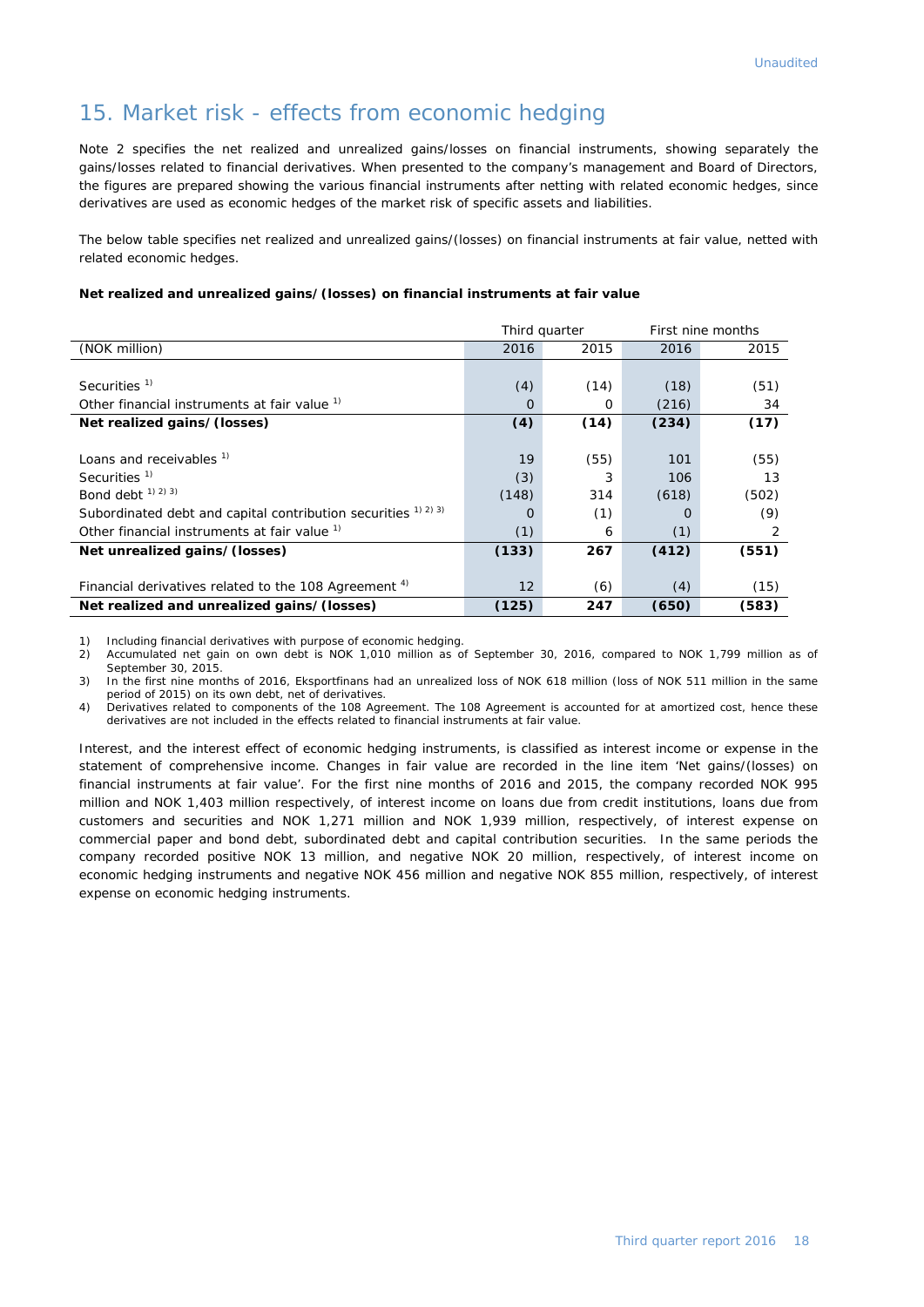## 15. Market risk - effects from economic hedging

Note 2 specifies the net realized and unrealized gains/losses on financial instruments, showing separately the gains/losses related to financial derivatives. When presented to the company's management and Board of Directors, the figures are prepared showing the various financial instruments after netting with related economic hedges, since derivatives are used as economic hedges of the market risk of specific assets and liabilities.

The below table specifies net realized and unrealized gains/(losses) on financial instruments at fair value, netted with related economic hedges.

**Net realized and unrealized gains/(losses) on financial instruments at fair value**

| | Third quarter | | First nine months | |
|---|---|---|---|---|
| (NOK million) | 2016 | 2015 | 2016 | 2015 |
| Securities [1] | (4) | (14) | (18) | (51) |
| Other financial instruments at fair value [1] | 0 | 0 | (216) | 34 |
| **Net realized gains/(losses)** | **(4)** | **(14)** | **(234)** | **(17)** |
| Loans and receivables [1] | 19 | (55) | 101 | (55) |
| Securities [1] | (3) | 3 | 106 | 13 |
| Bond debt [1) 2) 3)] | (148) | 314 | (618) | (502) |
| Subordinated debt and capital contribution securities [1) 2) 3)] | 0 | (1) | 0 | (9) |
| Other financial instruments at fair value [1] | (1) | 6 | (1) | 2 |
| **Net unrealized gains/(losses)** | **(133)** | **267** | **(412)** | **(551)** |
| Financial derivatives related to the 108 Agreement [4] | 12 | (6) | (4) | (15) |
| **Net realized and unrealized gains/(losses)** | **(125)** | **247** | **(650)** | **(583)** |

1) Including financial derivatives with purpose of economic hedging.
2) Accumulated net gain on own debt is NOK 1,010 million as of September 30, 2016, compared to NOK 1,799 million as of September 30, 2015.
3) In the first nine months of 2016, Eksportfinans had an unrealized loss of NOK 618 million (loss of NOK 511 million in the same period of 2015) on its own debt, net of derivatives.
4) Derivatives related to components of the 108 Agreement. The 108 Agreement is accounted for at amortized cost, hence these derivatives are not included in the effects related to financial instruments at fair value.

Interest, and the interest effect of economic hedging instruments, is classified as interest income or expense in the statement of comprehensive income. Changes in fair value are recorded in the line item 'Net gains/(losses) on financial instruments at fair value'. For the first nine months of 2016 and 2015, the company recorded NOK 995 million and NOK 1,403 million respectively, of interest income on loans due from credit institutions, loans due from customers and securities and NOK 1,271 million and NOK 1,939 million, respectively, of interest expense on commercial paper and bond debt, subordinated debt and capital contribution securities. In the same periods the company recorded positive NOK 13 million, and negative NOK 20 million, respectively, of interest income on economic hedging instruments and negative NOK 456 million and negative NOK 855 million, respectively, of interest expense on economic hedging instruments.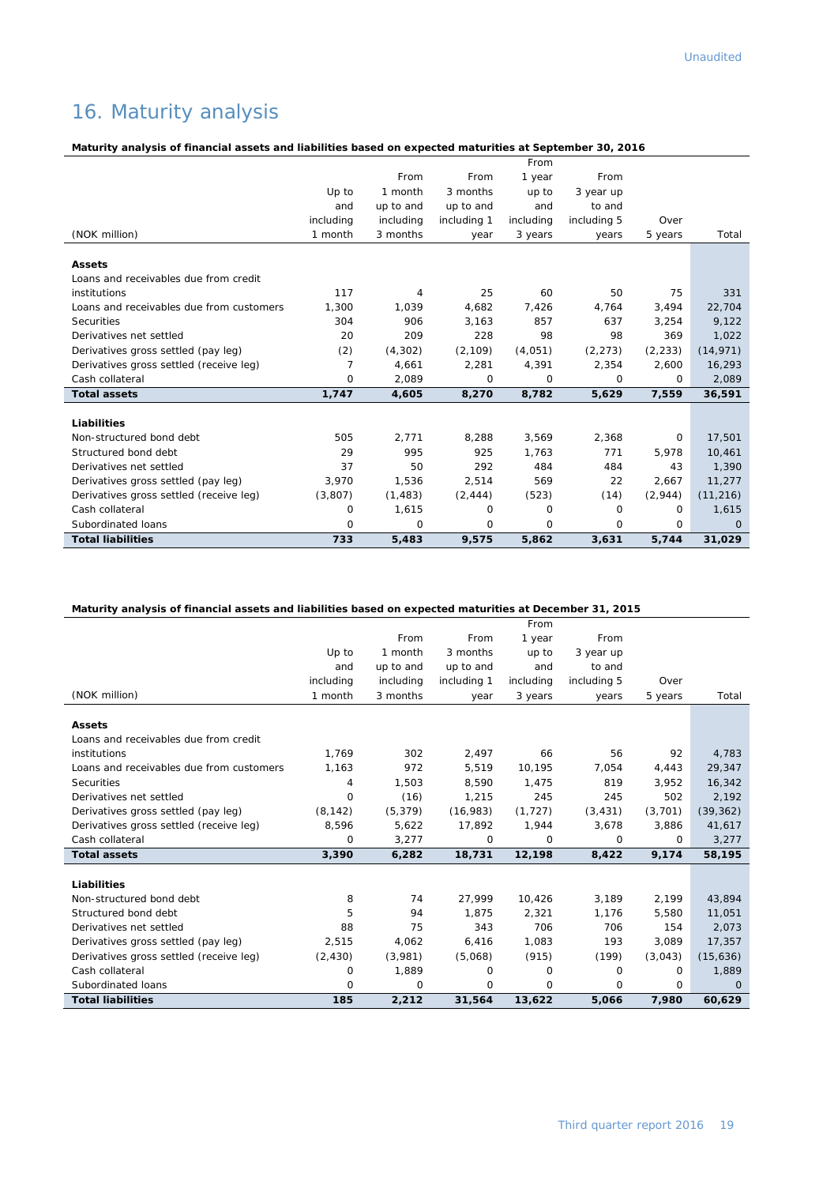# 16. Maturity analysis

**Maturity analysis of financial assets and liabilities based on expected maturities at September 30, 2016**

| (NOK million) | Up to and including 1 month | From 1 month up to and including 3 months | From 3 months up to and including 1 year | From 1 year up to and including 3 years | From 3 year up to and including 5 years | Over 5 years | Total |
|---|---|---|---|---|---|---|---|
| **Assets** | | | | | | | |
| Loans and receivables due from credit institutions | 117 | 4 | 25 | 60 | 50 | 75 | 331 |
| Loans and receivables due from customers | 1,300 | 1,039 | 4,682 | 7,426 | 4,764 | 3,494 | 22,704 |
| Securities | 304 | 906 | 3,163 | 857 | 637 | 3,254 | 9,122 |
| Derivatives net settled | 20 | 209 | 228 | 98 | 98 | 369 | 1,022 |
| Derivatives gross settled (pay leg) | (2) | (4,302) | (2,109) | (4,051) | (2,273) | (2,233) | (14,971) |
| Derivatives gross settled (receive leg) | 7 | 4,661 | 2,281 | 4,391 | 2,354 | 2,600 | 16,293 |
| Cash collateral | 0 | 2,089 | 0 | 0 | 0 | 0 | 2,089 |
| **Total assets** | **1,747** | **4,605** | **8,270** | **8,782** | **5,629** | **7,559** | **36,591** |
| **Liabilities** | | | | | | | |
| Non-structured bond debt | 505 | 2,771 | 8,288 | 3,569 | 2,368 | 0 | 17,501 |
| Structured bond debt | 29 | 995 | 925 | 1,763 | 771 | 5,978 | 10,461 |
| Derivatives net settled | 37 | 50 | 292 | 484 | 484 | 43 | 1,390 |
| Derivatives gross settled (pay leg) | 3,970 | 1,536 | 2,514 | 569 | 22 | 2,667 | 11,277 |
| Derivatives gross settled (receive leg) | (3,807) | (1,483) | (2,444) | (523) | (14) | (2,944) | (11,216) |
| Cash collateral | 0 | 1,615 | 0 | 0 | 0 | 0 | 1,615 |
| Subordinated loans | 0 | 0 | 0 | 0 | 0 | 0 | 0 |
| **Total liabilities** | **733** | **5,483** | **9,575** | **5,862** | **3,631** | **5,744** | **31,029** |

**Maturity analysis of financial assets and liabilities based on expected maturities at December 31, 2015**

| (NOK million) | Up to and including 1 month | From 1 month up to and including 3 months | From 3 months up to and including 1 year | From 1 year up to and including 3 years | From 3 year up to and including 5 years | Over 5 years | Total |
|---|---|---|---|---|---|---|---|
| **Assets** | | | | | | | |
| Loans and receivables due from credit institutions | 1,769 | 302 | 2,497 | 66 | 56 | 92 | 4,783 |
| Loans and receivables due from customers | 1,163 | 972 | 5,519 | 10,195 | 7,054 | 4,443 | 29,347 |
| Securities | 4 | 1,503 | 8,590 | 1,475 | 819 | 3,952 | 16,342 |
| Derivatives net settled | 0 | (16) | 1,215 | 245 | 245 | 502 | 2,192 |
| Derivatives gross settled (pay leg) | (8,142) | (5,379) | (16,983) | (1,727) | (3,431) | (3,701) | (39,362) |
| Derivatives gross settled (receive leg) | 8,596 | 5,622 | 17,892 | 1,944 | 3,678 | 3,886 | 41,617 |
| Cash collateral | 0 | 3,277 | 0 | 0 | 0 | 0 | 3,277 |
| **Total assets** | **3,390** | **6,282** | **18,731** | **12,198** | **8,422** | **9,174** | **58,195** |
| **Liabilities** | | | | | | | |
| Non-structured bond debt | 8 | 74 | 27,999 | 10,426 | 3,189 | 2,199 | 43,894 |
| Structured bond debt | 5 | 94 | 1,875 | 2,321 | 1,176 | 5,580 | 11,051 |
| Derivatives net settled | 88 | 75 | 343 | 706 | 706 | 154 | 2,073 |
| Derivatives gross settled (pay leg) | 2,515 | 4,062 | 6,416 | 1,083 | 193 | 3,089 | 17,357 |
| Derivatives gross settled (receive leg) | (2,430) | (3,981) | (5,068) | (915) | (199) | (3,043) | (15,636) |
| Cash collateral | 0 | 1,889 | 0 | 0 | 0 | 0 | 1,889 |
| Subordinated loans | 0 | 0 | 0 | 0 | 0 | 0 | 0 |
| **Total liabilities** | **185** | **2,212** | **31,564** | **13,622** | **5,066** | **7,980** | **60,629** |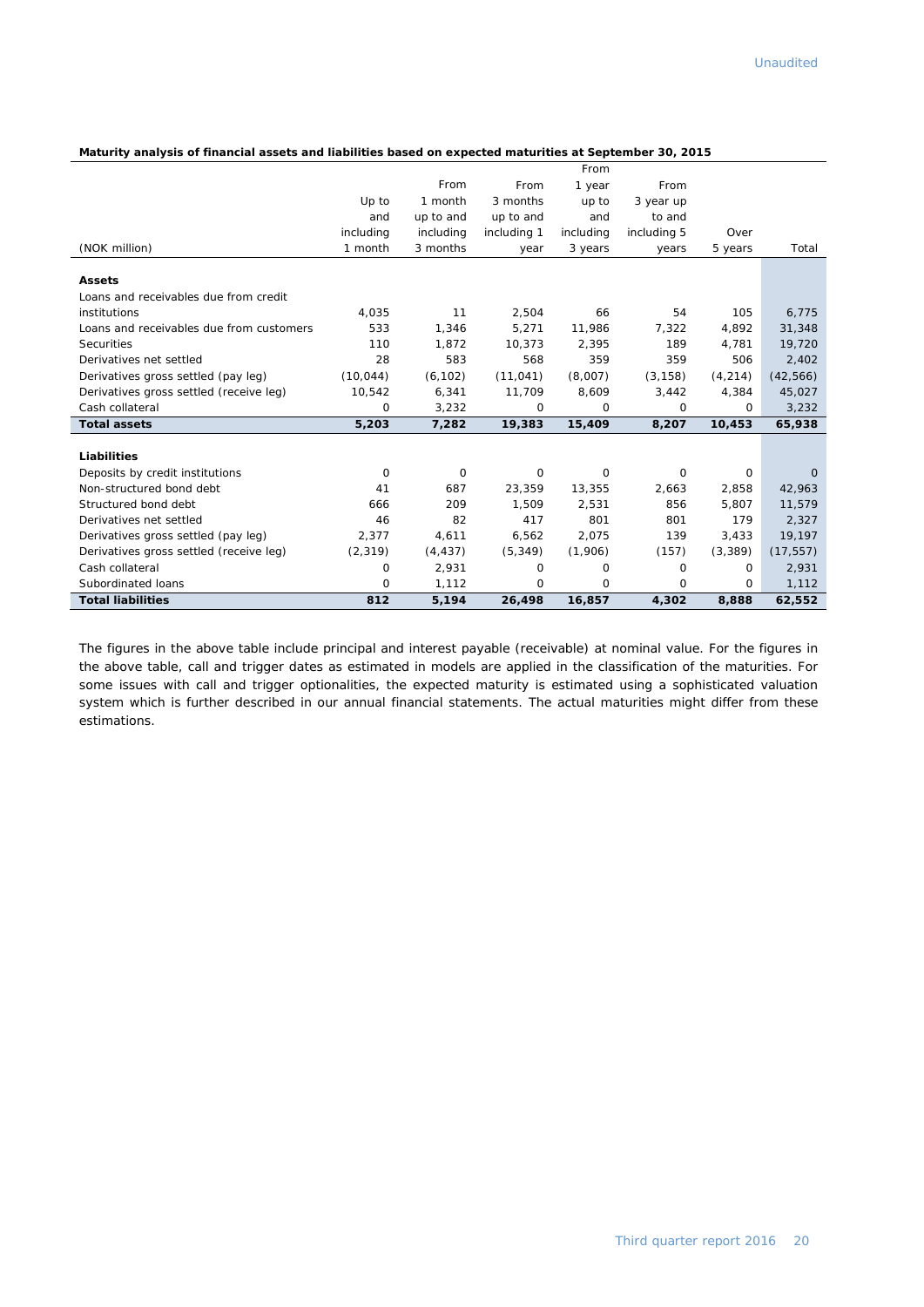Unaudited

**Maturity analysis of financial assets and liabilities based on expected maturities at September 30, 2015**

| (NOK million) | Up to and including 1 month | From 1 month up to and including 3 months | From 3 months up to and including 1 year | From 1 year up to and including 3 years | From 3 year up to and including 5 years | Over 5 years | Total |
|---|---|---|---|---|---|---|---|
| **Assets** | | | | | | | |
| Loans and receivables due from credit institutions | 4,035 | 11 | 2,504 | 66 | 54 | 105 | 6,775 |
| Loans and receivables due from customers | 533 | 1,346 | 5,271 | 11,986 | 7,322 | 4,892 | 31,348 |
| Securities | 110 | 1,872 | 10,373 | 2,395 | 189 | 4,781 | 19,720 |
| Derivatives net settled | 28 | 583 | 568 | 359 | 359 | 506 | 2,402 |
| Derivatives gross settled (pay leg) | (10,044) | (6,102) | (11,041) | (8,007) | (3,158) | (4,214) | (42,566) |
| Derivatives gross settled (receive leg) | 10,542 | 6,341 | 11,709 | 8,609 | 3,442 | 4,384 | 45,027 |
| Cash collateral | 0 | 3,232 | 0 | 0 | 0 | 0 | 3,232 |
| **Total assets** | **5,203** | **7,282** | **19,383** | **15,409** | **8,207** | **10,453** | **65,938** |
| **Liabilities** | | | | | | | |
| Deposits by credit institutions | 0 | 0 | 0 | 0 | 0 | 0 | 0 |
| Non-structured bond debt | 41 | 687 | 23,359 | 13,355 | 2,663 | 2,858 | 42,963 |
| Structured bond debt | 666 | 209 | 1,509 | 2,531 | 856 | 5,807 | 11,579 |
| Derivatives net settled | 46 | 82 | 417 | 801 | 801 | 179 | 2,327 |
| Derivatives gross settled (pay leg) | 2,377 | 4,611 | 6,562 | 2,075 | 139 | 3,433 | 19,197 |
| Derivatives gross settled (receive leg) | (2,319) | (4,437) | (5,349) | (1,906) | (157) | (3,389) | (17,557) |
| Cash collateral | 0 | 2,931 | 0 | 0 | 0 | 0 | 2,931 |
| Subordinated loans | 0 | 1,112 | 0 | 0 | 0 | 0 | 1,112 |
| **Total liabilities** | **812** | **5,194** | **26,498** | **16,857** | **4,302** | **8,888** | **62,552** |

The figures in the above table include principal and interest payable (receivable) at nominal value. For the figures in the above table, call and trigger dates as estimated in models are applied in the classification of the maturities. For some issues with call and trigger optionalities, the expected maturity is estimated using a sophisticated valuation system which is further described in our annual financial statements. The actual maturities might differ from these estimations.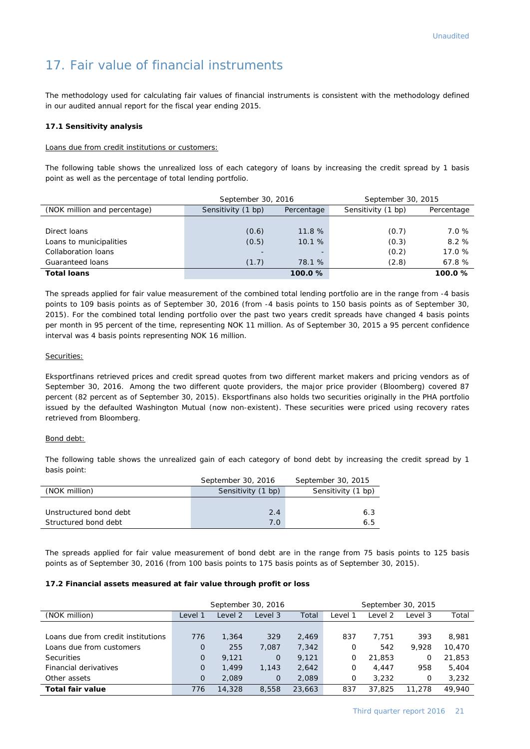Unaudited

# 17. Fair value of financial instruments

The methodology used for calculating fair values of financial instruments is consistent with the methodology defined in our audited annual report for the fiscal year ending 2015.

**17.1 Sensitivity analysis**

Loans due from credit institutions or customers:

The following table shows the unrealized loss of each category of loans by increasing the credit spread by 1 basis point as well as the percentage of total lending portfolio.

| | September 30, 2016 | | September 30, 2015 | |
|---|---|---|---|---|
| (NOK million and percentage) | Sensitivity (1 bp) | Percentage | Sensitivity (1 bp) | Percentage |
| Direct loans | (0.6) | 11.8 % | (0.7) | 7.0 % |
| Loans to municipalities | (0.5) | 10.1 % | (0.3) | 8.2 % |
| Collaboration loans | - | - | (0.2) | 17.0 % |
| Guaranteed loans | (1.7) | 78.1 % | (2.8) | 67.8 % |
| **Total loans** | | **100.0 %** | | **100.0 %** |

The spreads applied for fair value measurement of the combined total lending portfolio are in the range from -4 basis points to 109 basis points as of September 30, 2016 (from -4 basis points to 150 basis points as of September 30, 2015). For the combined total lending portfolio over the past two years credit spreads have changed 4 basis points per month in 95 percent of the time, representing NOK 11 million. As of September 30, 2015 a 95 percent confidence interval was 4 basis points representing NOK 16 million.

Securities:

Eksportfinans retrieved prices and credit spread quotes from two different market makers and pricing vendors as of September 30, 2016. Among the two different quote providers, the major price provider (Bloomberg) covered 87 percent (82 percent as of September 30, 2015). Eksportfinans also holds two securities originally in the PHA portfolio issued by the defaulted Washington Mutual (now non-existent). These securities were priced using recovery rates retrieved from Bloomberg.

Bond debt:

The following table shows the unrealized gain of each category of bond debt by increasing the credit spread by 1 basis point:

| | September 30, 2016 | September 30, 2015 |
|---|---|---|
| (NOK million) | Sensitivity (1 bp) | Sensitivity (1 bp) |
| Unstructured bond debt | 2.4 | 6.3 |
| Structured bond debt | 7.0 | 6.5 |

The spreads applied for fair value measurement of bond debt are in the range from 75 basis points to 125 basis points as of September 30, 2016 (from 100 basis points to 175 basis points as of September 30, 2015).

**17.2 Financial assets measured at fair value through profit or loss**

| | September 30, 2016 | | | | September 30, 2015 | | | |
|---|---|---|---|---|---|---|---|---|
| (NOK million) | Level 1 | Level 2 | Level 3 | Total | Level 1 | Level 2 | Level 3 | Total |
| Loans due from credit institutions | 776 | 1,364 | 329 | 2,469 | 837 | 7,751 | 393 | 8,981 |
| Loans due from customers | 0 | 255 | 7,087 | 7,342 | 0 | 542 | 9,928 | 10,470 |
| Securities | 0 | 9,121 | 0 | 9,121 | 0 | 21,853 | 0 | 21,853 |
| Financial derivatives | 0 | 1,499 | 1,143 | 2,642 | 0 | 4,447 | 958 | 5,404 |
| Other assets | 0 | 2,089 | 0 | 2,089 | 0 | 3,232 | 0 | 3,232 |
| **Total fair value** | 776 | 14,328 | 8,558 | 23,663 | 837 | 37,825 | 11,278 | 49,940 |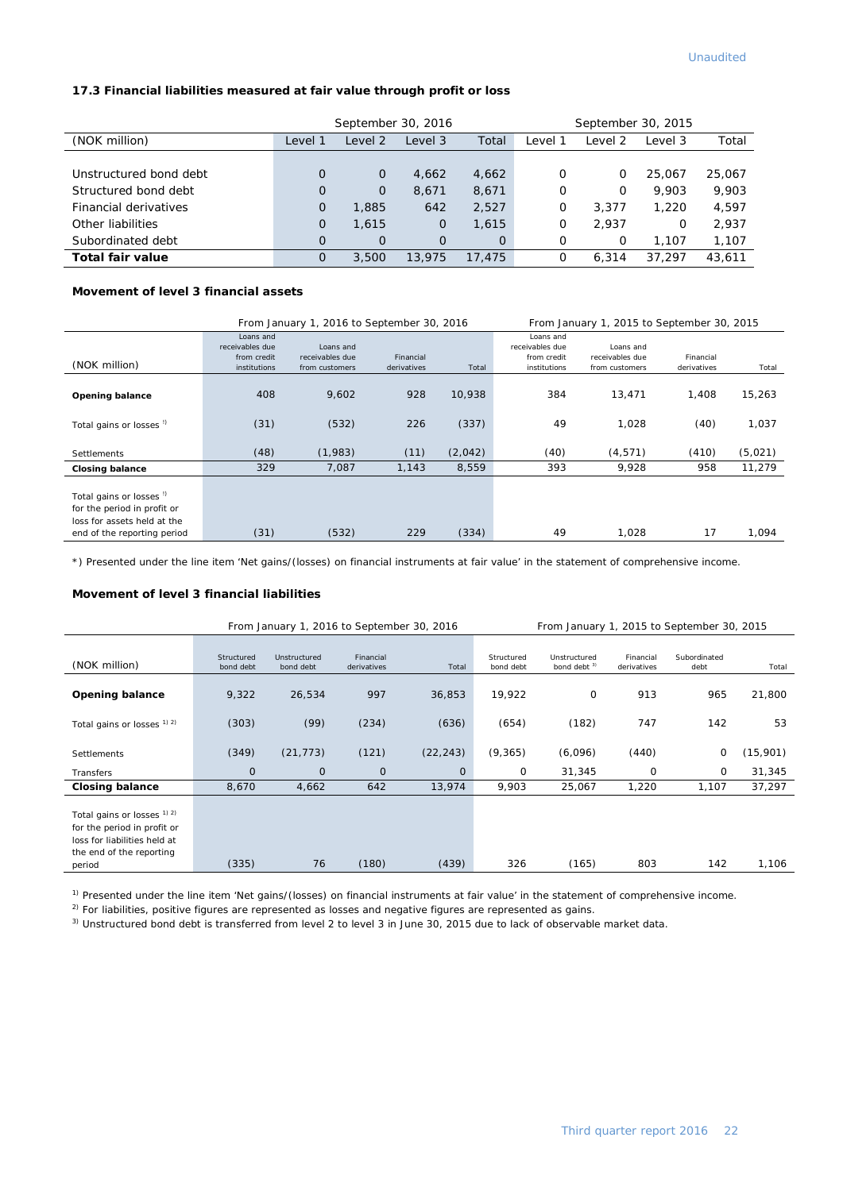Unaudited

### 17.3 Financial liabilities measured at fair value through profit or loss

| (NOK million) | September 30, 2016 | | | | September 30, 2015 | | | |
|---|---|---|---|---|---|---|---|---|
| | Level 1 | Level 2 | Level 3 | Total | Level 1 | Level 2 | Level 3 | Total |
| Unstructured bond debt | 0 | 0 | 4,662 | 4,662 | 0 | 0 | 25,067 | 25,067 |
| Structured bond debt | 0 | 0 | 8,671 | 8,671 | 0 | 0 | 9,903 | 9,903 |
| Financial derivatives | 0 | 1,885 | 642 | 2,527 | 0 | 3,377 | 1,220 | 4,597 |
| Other liabilities | 0 | 1,615 | 0 | 1,615 | 0 | 2,937 | 0 | 2,937 |
| Subordinated debt | 0 | 0 | 0 | 0 | 0 | 0 | 1,107 | 1,107 |
| **Total fair value** | 0 | 3,500 | 13,975 | 17,475 | 0 | 6,314 | 37,297 | 43,611 |

### Movement of level 3 financial assets

| (NOK million) | From January 1, 2016 to September 30, 2016 | | | | From January 1, 2015 to September 30, 2015 | | | |
|---|---|---|---|---|---|---|---|---|
| | Loans and receivables due from credit institutions | Loans and receivables due from customers | Financial derivatives | Total | Loans and receivables due from credit institutions | Loans and receivables due from customers | Financial derivatives | Total |
| **Opening balance** | 408 | 9,602 | 928 | 10,938 | 384 | 13,471 | 1,408 | 15,263 |
| Total gains or losses [1] | (31) | (532) | 226 | (337) | 49 | 1,028 | (40) | 1,037 |
| Settlements | (48) | (1,983) | (11) | (2,042) | (40) | (4,571) | (410) | (5,021) |
| **Closing balance** | 329 | 7,087 | 1,143 | 8,559 | 393 | 9,928 | 958 | 11,279 |
| Total gains or losses [1] for the period in profit or loss for assets held at the end of the reporting period | (31) | (532) | 229 | (334) | 49 | 1,028 | 17 | 1,094 |

*) Presented under the line item 'Net gains/(losses) on financial instruments at fair value' in the statement of comprehensive income.

### Movement of level 3 financial liabilities

| (NOK million) | From January 1, 2016 to September 30, 2016 | | | | From January 1, 2015 to September 30, 2015 | | | | |
|---|---|---|---|---|---|---|---|---|---|
| | Structured bond debt | Unstructured bond debt | Financial derivatives | Total | Structured bond debt | Unstructured bond debt [3] | Financial derivatives | Subordinated debt | Total |
| **Opening balance** | 9,322 | 26,534 | 997 | 36,853 | 19,922 | 0 | 913 | 965 | 21,800 |
| Total gains or losses [1] [2] | (303) | (99) | (234) | (636) | (654) | (182) | 747 | 142 | 53 |
| Settlements | (349) | (21,773) | (121) | (22,243) | (9,365) | (6,096) | (440) | 0 | (15,901) |
| Transfers | 0 | 0 | 0 | 0 | 0 | 31,345 | 0 | 0 | 31,345 |
| **Closing balance** | 8,670 | 4,662 | 642 | 13,974 | 9,903 | 25,067 | 1,220 | 1,107 | 37,297 |
| Total gains or losses [1] [2] for the period in profit or loss for liabilities held at the end of the reporting period | (335) | 76 | (180) | (439) | 326 | (165) | 803 | 142 | 1,106 |

[1] Presented under the line item 'Net gains/(losses) on financial instruments at fair value' in the statement of comprehensive income.

[2] For liabilities, positive figures are represented as losses and negative figures are represented as gains.

[3] Unstructured bond debt is transferred from level 2 to level 3 in June 30, 2015 due to lack of observable market data.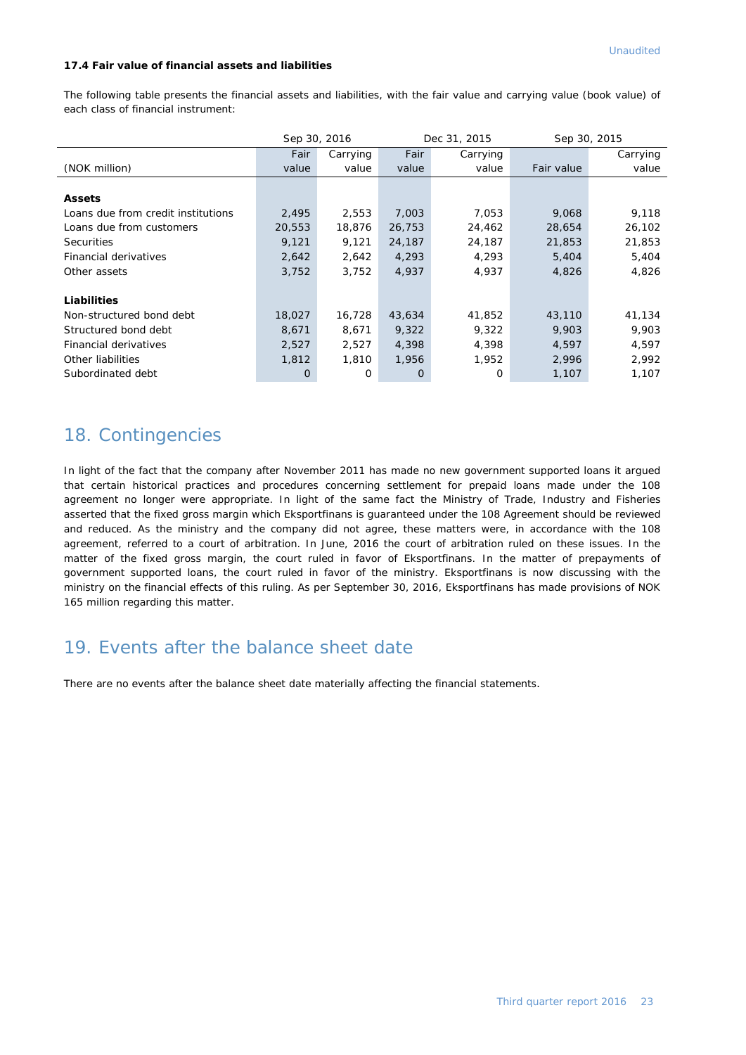**17.4 Fair value of financial assets and liabilities**

The following table presents the financial assets and liabilities, with the fair value and carrying value (book value) of each class of financial instrument:

| | Sep 30, 2016 | | Dec 31, 2015 | | Sep 30, 2015 | |
|---|---|---|---|---|---|---|
| (NOK million) | Fair value | Carrying value | Fair value | Carrying value | Fair value | Carrying value |
| **Assets** | | | | | | |
| Loans due from credit institutions | 2,495 | 2,553 | 7,003 | 7,053 | 9,068 | 9,118 |
| Loans due from customers | 20,553 | 18,876 | 26,753 | 24,462 | 28,654 | 26,102 |
| Securities | 9,121 | 9,121 | 24,187 | 24,187 | 21,853 | 21,853 |
| Financial derivatives | 2,642 | 2,642 | 4,293 | 4,293 | 5,404 | 5,404 |
| Other assets | 3,752 | 3,752 | 4,937 | 4,937 | 4,826 | 4,826 |
| **Liabilities** | | | | | | |
| Non-structured bond debt | 18,027 | 16,728 | 43,634 | 41,852 | 43,110 | 41,134 |
| Structured bond debt | 8,671 | 8,671 | 9,322 | 9,322 | 9,903 | 9,903 |
| Financial derivatives | 2,527 | 2,527 | 4,398 | 4,398 | 4,597 | 4,597 |
| Other liabilities | 1,812 | 1,810 | 1,956 | 1,952 | 2,996 | 2,992 |
| Subordinated debt | 0 | 0 | 0 | 0 | 1,107 | 1,107 |

# 18. Contingencies

In light of the fact that the company after November 2011 has made no new government supported loans it argued that certain historical practices and procedures concerning settlement for prepaid loans made under the 108 agreement no longer were appropriate. In light of the same fact the Ministry of Trade, Industry and Fisheries asserted that the fixed gross margin which Eksportfinans is guaranteed under the 108 Agreement should be reviewed and reduced. As the ministry and the company did not agree, these matters were, in accordance with the 108 agreement, referred to a court of arbitration. In June, 2016 the court of arbitration ruled on these issues. In the matter of the fixed gross margin, the court ruled in favor of Eksportfinans. In the matter of prepayments of government supported loans, the court ruled in favor of the ministry. Eksportfinans is now discussing with the ministry on the financial effects of this ruling. As per September 30, 2016, Eksportfinans has made provisions of NOK 165 million regarding this matter.

# 19. Events after the balance sheet date

There are no events after the balance sheet date materially affecting the financial statements.